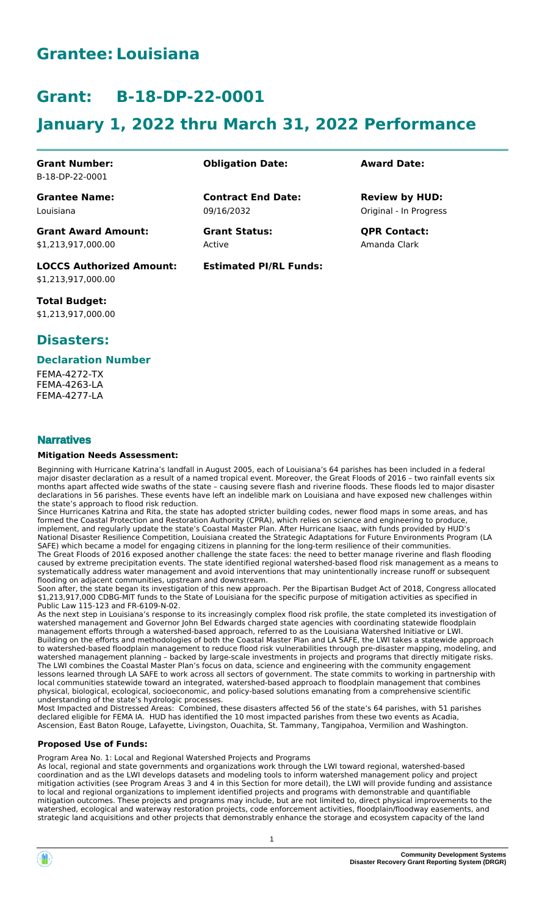# Grantee: Louisiana

# Grant: B-18-DP-22-0001

# January 1, 2022 thru March 31, 2022 Performance

| **Grant Number:** | **Obligation Date:** | **Award Date:** |
|---|---|---|
| B-18-DP-22-0001 | | |
| **Grantee Name:** | **Contract End Date:** | **Review by HUD:** |
| Louisiana | 09/16/2032 | Original - In Progress |
| **Grant Award Amount:** | **Grant Status:** | **QPR Contact:** |
| $1,213,917,000.00 | Active | Amanda Clark |
| **LOCCS Authorized Amount:** | **Estimated PI/RL Funds:** | |
| $1,213,917,000.00 | | |
| **Total Budget:** | | |
| $1,213,917,000.00 | | |

## Disasters:

### Declaration Number

FEMA-4272-TX
FEMA-4263-LA
FEMA-4277-LA

## Narratives

**Mitigation Needs Assessment:**

Beginning with Hurricane Katrina's landfall in August 2005, each of Louisiana's 64 parishes has been included in a federal major disaster declaration as a result of a named tropical event. Moreover, the Great Floods of 2016 – two rainfall events six months apart affected wide swaths of the state – causing severe flash and riverine floods. These floods led to major disaster declarations in 56 parishes. These events have left an indelible mark on Louisiana and have exposed new challenges within the state's approach to flood risk reduction.

Since Hurricanes Katrina and Rita, the state has adopted stricter building codes, newer flood maps in some areas, and has formed the Coastal Protection and Restoration Authority (CPRA), which relies on science and engineering to produce, implement, and regularly update the state's Coastal Master Plan. After Hurricane Isaac, with funds provided by HUD's National Disaster Resilience Competition, Louisiana created the Strategic Adaptations for Future Environments Program (LA SAFE) which became a model for engaging citizens in planning for the long-term resilience of their communities.

The Great Floods of 2016 exposed another challenge the state faces: the need to better manage riverine and flash flooding caused by extreme precipitation events. The state identified regional watershed-based flood risk management as a means to systematically address water management and avoid interventions that may unintentionally increase runoff or subsequent flooding on adjacent communities, upstream and downstream.

Soon after, the state began its investigation of this new approach. Per the Bipartisan Budget Act of 2018, Congress allocated $1,213,917,000 CDBG-MIT funds to the State of Louisiana for the specific purpose of mitigation activities as specified in Public Law 115-123 and FR-6109-N-02.

As the next step in Louisiana's response to its increasingly complex flood risk profile, the state completed its investigation of watershed management and Governor John Bel Edwards charged state agencies with coordinating statewide floodplain management efforts through a watershed-based approach, referred to as the Louisiana Watershed Initiative or LWI.

Building on the efforts and methodologies of both the Coastal Master Plan and LA SAFE, the LWI takes a statewide approach to watershed-based floodplain management to reduce flood risk vulnerabilities through pre-disaster mapping, modeling, and watershed management planning – backed by large-scale investments in projects and programs that directly mitigate risks. The LWI combines the Coastal Master Plan's focus on data, science and engineering with the community engagement lessons learned through LA SAFE to work across all sectors of government. The state commits to working in partnership with local communities statewide toward an integrated, watershed-based approach to floodplain management that combines physical, biological, ecological, socioeconomic, and policy-based solutions emanating from a comprehensive scientific understanding of the state's hydrologic processes.

Most Impacted and Distressed Areas: Combined, these disasters affected 56 of the state's 64 parishes, with 51 parishes declared eligible for FEMA IA. HUD has identified the 10 most impacted parishes from these two events as Acadia, Ascension, East Baton Rouge, Lafayette, Livingston, Ouachita, St. Tammany, Tangipahoa, Vermilion and Washington.

**Proposed Use of Funds:**

Program Area No. 1: Local and Regional Watershed Projects and Programs

As local, regional and state governments and organizations work through the LWI toward regional, watershed-based coordination and as the LWI develops datasets and modeling tools to inform watershed management policy and project mitigation activities (see Program Areas 3 and 4 in this Section for more detail), the LWI will provide funding and assistance to local and regional organizations to implement identified projects and programs with demonstrable and quantifiable mitigation outcomes. These projects and programs may include, but are not limited to, direct physical improvements to the watershed, ecological and waterway restoration projects, code enforcement activities, floodplain/floodway easements, and strategic land acquisitions and other projects that demonstrably enhance the storage and ecosystem capacity of the land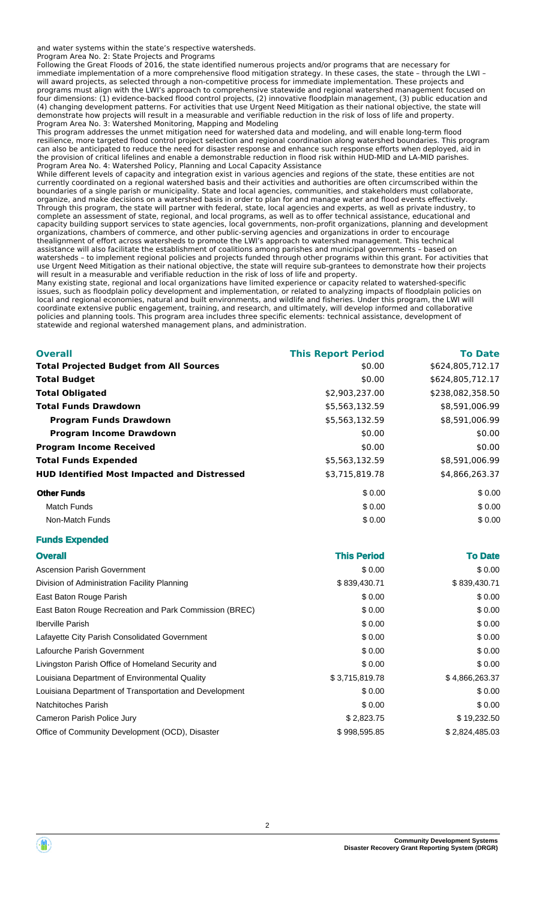and water systems within the state's respective watersheds.

Program Area No. 2: State Projects and Programs

Following the Great Floods of 2016, the state identified numerous projects and/or programs that are necessary for immediate implementation of a more comprehensive flood mitigation strategy. In these cases, the state – through the LWI – will award projects, as selected through a non-competitive process for immediate implementation. These projects and programs must align with the LWI's approach to comprehensive statewide and regional watershed management focused on four dimensions: (1) evidence-backed flood control projects, (2) innovative floodplain management, (3) public education and (4) changing development patterns. For activities that use Urgent Need Mitigation as their national objective, the state will demonstrate how projects will result in a measurable and verifiable reduction in the risk of loss of life and property.

Program Area No. 3: Watershed Monitoring, Mapping and Modeling

This program addresses the unmet mitigation need for watershed data and modeling, and will enable long-term flood resilience, more targeted flood control project selection and regional coordination along watershed boundaries. This program can also be anticipated to reduce the need for disaster response and enhance such response efforts when deployed, aid in the provision of critical lifelines and enable a demonstrable reduction in flood risk within HUD-MID and LA-MID parishes.

Program Area No. 4: Watershed Policy, Planning and Local Capacity Assistance

While different levels of capacity and integration exist in various agencies and regions of the state, these entities are not currently coordinated on a regional watershed basis and their activities and authorities are often circumscribed within the boundaries of a single parish or municipality. State and local agencies, communities, and stakeholders must collaborate, organize, and make decisions on a watershed basis in order to plan for and manage water and flood events effectively. Through this program, the state will partner with federal, state, local agencies and experts, as well as private industry, to complete an assessment of state, regional, and local programs, as well as to offer technical assistance, educational and capacity building support services to state agencies, local governments, non-profit organizations, planning and development organizations, chambers of commerce, and other public-serving agencies and organizations in order to encourage thealignment of effort across watersheds to promote the LWI's approach to watershed management. This technical assistance will also facilitate the establishment of coalitions among parishes and municipal governments – based on watersheds – to implement regional policies and projects funded through other programs within this grant. For activities that use Urgent Need Mitigation as their national objective, the state will require sub-grantees to demonstrate how their projects will result in a measurable and verifiable reduction in the risk of loss of life and property.

Many existing state, regional and local organizations have limited experience or capacity related to watershed-specific issues, such as floodplain policy development and implementation, or related to analyzing impacts of floodplain policies on local and regional economies, natural and built environments, and wildlife and fisheries. Under this program, the LWI will coordinate extensive public engagement, training, and research, and ultimately, will develop informed and collaborative policies and planning tools. This program area includes three specific elements: technical assistance, development of statewide and regional watershed management plans, and administration.

| Overall | This Report Period | To Date |
|---|---|---|
| **Total Projected Budget from All Sources** | $0.00 | $624,805,712.17 |
| **Total Budget** | $0.00 | $624,805,712.17 |
| **Total Obligated** | $2,903,237.00 | $238,082,358.50 |
| **Total Funds Drawdown** | $5,563,132.59 | $8,591,006.99 |
| **Program Funds Drawdown** | $5,563,132.59 | $8,591,006.99 |
| **Program Income Drawdown** | $0.00 | $0.00 |
| **Program Income Received** | $0.00 | $0.00 |
| **Total Funds Expended** | $5,563,132.59 | $8,591,006.99 |
| **HUD Identified Most Impacted and Distressed** | $3,715,819.78 | $4,866,263.37 |
| **Other Funds** | $ 0.00 | $ 0.00 |
| Match Funds | $ 0.00 | $ 0.00 |
| Non-Match Funds | $ 0.00 | $ 0.00 |

**Funds Expended**

| Overall | This Period | To Date |
|---|---|---|
| Ascension Parish Government | $ 0.00 | $ 0.00 |
| Division of Administration Facility Planning | $ 839,430.71 | $ 839,430.71 |
| East Baton Rouge Parish | $ 0.00 | $ 0.00 |
| East Baton Rouge Recreation and Park Commission (BREC) | $ 0.00 | $ 0.00 |
| Iberville Parish | $ 0.00 | $ 0.00 |
| Lafayette City Parish Consolidated Government | $ 0.00 | $ 0.00 |
| Lafourche Parish Government | $ 0.00 | $ 0.00 |
| Livingston Parish Office of Homeland Security and | $ 0.00 | $ 0.00 |
| Louisiana Department of Environmental Quality | $ 3,715,819.78 | $ 4,866,263.37 |
| Louisiana Department of Transportation and Development | $ 0.00 | $ 0.00 |
| Natchitoches Parish | $ 0.00 | $ 0.00 |
| Cameron Parish Police Jury | $ 2,823.75 | $ 19,232.50 |
| Office of Community Development (OCD), Disaster | $ 998,595.85 | $ 2,824,485.03 |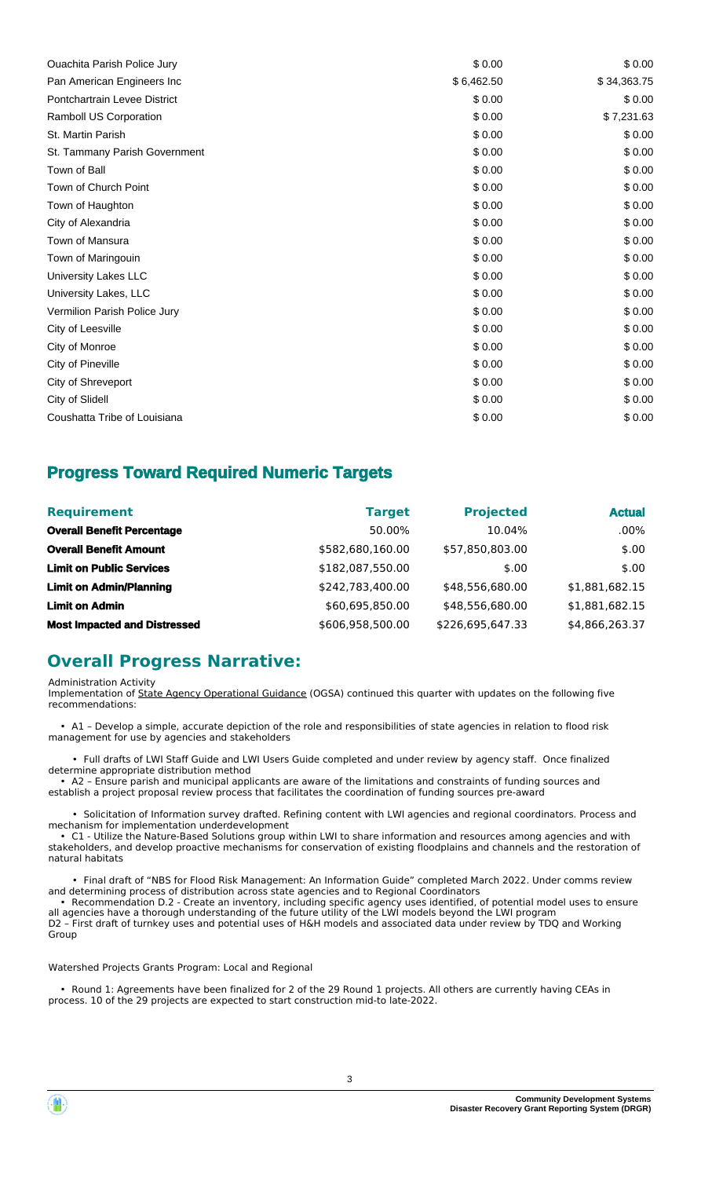| | | |
|---|---|---|
| Ouachita Parish Police Jury | $ 0.00 | $ 0.00 |
| Pan American Engineers Inc | $ 6,462.50 | $ 34,363.75 |
| Pontchartrain Levee District | $ 0.00 | $ 0.00 |
| Ramboll US Corporation | $ 0.00 | $ 7,231.63 |
| St. Martin Parish | $ 0.00 | $ 0.00 |
| St. Tammany Parish Government | $ 0.00 | $ 0.00 |
| Town of Ball | $ 0.00 | $ 0.00 |
| Town of Church Point | $ 0.00 | $ 0.00 |
| Town of Haughton | $ 0.00 | $ 0.00 |
| City of Alexandria | $ 0.00 | $ 0.00 |
| Town of Mansura | $ 0.00 | $ 0.00 |
| Town of Maringouin | $ 0.00 | $ 0.00 |
| University Lakes LLC | $ 0.00 | $ 0.00 |
| University Lakes, LLC | $ 0.00 | $ 0.00 |
| Vermilion Parish Police Jury | $ 0.00 | $ 0.00 |
| City of Leesville | $ 0.00 | $ 0.00 |
| City of Monroe | $ 0.00 | $ 0.00 |
| City of Pineville | $ 0.00 | $ 0.00 |
| City of Shreveport | $ 0.00 | $ 0.00 |
| City of Slidell | $ 0.00 | $ 0.00 |
| Coushatta Tribe of Louisiana | $ 0.00 | $ 0.00 |

## Progress Toward Required Numeric Targets

| Requirement | Target | Projected | Actual |
|---|---|---|---|
| **Overall Benefit Percentage** | 50.00% | 10.04% | .00% |
| **Overall Benefit Amount** | $582,680,160.00 | $57,850,803.00 | $.00 |
| **Limit on Public Services** | $182,087,550.00 | $.00 | $.00 |
| **Limit on Admin/Planning** | $242,783,400.00 | $48,556,680.00 | $1,881,682.15 |
| **Limit on Admin** | $60,695,850.00 | $48,556,680.00 | $1,881,682.15 |
| **Most Impacted and Distressed** | $606,958,500.00 | $226,695,647.33 | $4,866,263.37 |

## Overall Progress Narrative:

Administration Activity

Implementation of State Agency Operational Guidance (OGSA) continued this quarter with updates on the following five recommendations:

- A1 – Develop a simple, accurate depiction of the role and responsibilities of state agencies in relation to flood risk management for use by agencies and stakeholders
  - Full drafts of LWI Staff Guide and LWI Users Guide completed and under review by agency staff. Once finalized determine appropriate distribution method
- A2 – Ensure parish and municipal applicants are aware of the limitations and constraints of funding sources and establish a project proposal review process that facilitates the coordination of funding sources pre-award
  - Solicitation of Information survey drafted. Refining content with LWI agencies and regional coordinators. Process and mechanism for implementation underdevelopment
- C1 - Utilize the Nature-Based Solutions group within LWI to share information and resources among agencies and with stakeholders, and develop proactive mechanisms for conservation of existing floodplains and channels and the restoration of natural habitats
  - Final draft of "NBS for Flood Risk Management: An Information Guide" completed March 2022. Under comms review and determining process of distribution across state agencies and to Regional Coordinators
- Recommendation D.2 - Create an inventory, including specific agency uses identified, of potential model uses to ensure all agencies have a thorough understanding of the future utility of the LWI models beyond the LWI program

D2 – First draft of turnkey uses and potential uses of H&H models and associated data under review by TDQ and Working Group

Watershed Projects Grants Program: Local and Regional

- Round 1: Agreements have been finalized for 2 of the 29 Round 1 projects. All others are currently having CEAs in process. 10 of the 29 projects are expected to start construction mid-to late-2022.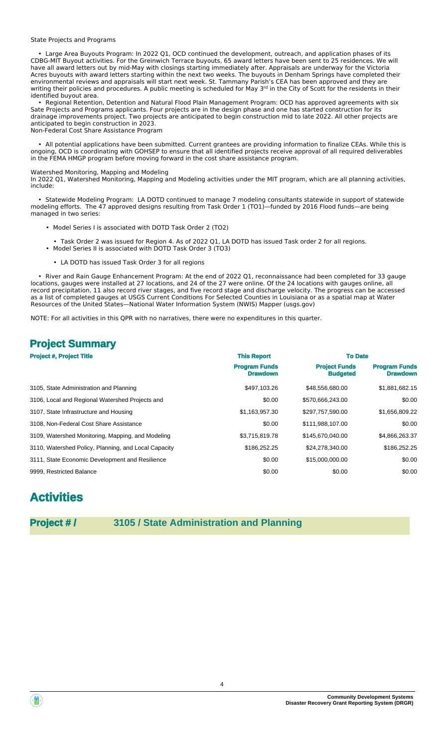State Projects and Programs

- Large Area Buyouts Program: In 2022 Q1, OCD continued the development, outreach, and application phases of its CDBG-MIT Buyout activities. For the Greinwich Terrace buyouts, 65 award letters have been sent to 25 residences. We will have all award letters out by mid-May with closings starting immediately after. Appraisals are underway for the Victoria Acres buyouts with award letters starting within the next two weeks. The buyouts in Denham Springs have completed their environmental reviews and appraisals will start next week. St. Tammany Parish's CEA has been approved and they are writing their policies and procedures. A public meeting is scheduled for May 3rd in the City of Scott for the residents in their identified buyout area.
- Regional Retention, Detention and Natural Flood Plain Management Program: OCD has approved agreements with six Sate Projects and Programs applicants. Four projects are in the design phase and one has started construction for its drainage improvements project. Two projects are anticipated to begin construction mid to late 2022. All other projects are anticipated to begin construction in 2023.

Non-Federal Cost Share Assistance Program

- All potential applications have been submitted. Current grantees are providing information to finalize CEAs. While this is ongoing, OCD is coordinating with GOHSEP to ensure that all identified projects receive approval of all required deliverables in the FEMA HMGP program before moving forward in the cost share assistance program.

Watershed Monitoring, Mapping and Modeling

In 2022 Q1, Watershed Monitoring, Mapping and Modeling activities under the MIT program, which are all planning activities, include:

- Statewide Modeling Program: LA DOTD continued to manage 7 modeling consultants statewide in support of statewide modeling efforts. The 47 approved designs resulting from Task Order 1 (TO1)—funded by 2016 Flood funds—are being managed in two series:
  - Model Series I is associated with DOTD Task Order 2 (TO2)
    - Task Order 2 was issued for Region 4. As of 2022 Q1, LA DOTD has issued Task order 2 for all regions.
  - Model Series II is associated with DOTD Task Order 3 (TO3)
    - LA DOTD has issued Task Order 3 for all regions
- River and Rain Gauge Enhancement Program: At the end of 2022 Q1, reconnaissance had been completed for 33 gauge locations, gauges were installed at 27 locations, and 24 of the 27 were online. Of the 24 locations with gauges online, all record precipitation, 11 also record river stages, and five record stage and discharge velocity. The progress can be accessed as a list of completed gauges at USGS Current Conditions For Selected Counties in Louisiana or as a spatial map at Water Resources of the United States—National Water Information System (NWIS) Mapper (usgs.gov)

NOTE: For all activities in this QPR with no narratives, there were no expenditures in this quarter.

## Project Summary

| Project #, Project Title | This Report | To Date | |
|---|---|---|---|
| | Program Funds Drawdown | Project Funds Budgeted | Program Funds Drawdown |
| 3105, State Administration and Planning | $497,103.26 | $48,556,680.00 | $1,881,682.15 |
| 3106, Local and Regional Watershed Projects and | $0.00 | $570,666,243.00 | $0.00 |
| 3107, State Infrastructure and Housing | $1,163,957.30 | $297,757,590.00 | $1,656,809.22 |
| 3108, Non-Federal Cost Share Assistance | $0.00 | $111,988,107.00 | $0.00 |
| 3109, Watershed Monitoring, Mapping, and Modeling | $3,715,819.78 | $145,670,040.00 | $4,866,263.37 |
| 3110, Watershed Policy, Planning, and Local Capacity | $186,252.25 | $24,278,340.00 | $186,252.25 |
| 3111, State Economic Development and Resilience | $0.00 | $15,000,000.00 | $0.00 |
| 9999, Restricted Balance | $0.00 | $0.00 | $0.00 |

# Activities

## Project # / 3105 / State Administration and Planning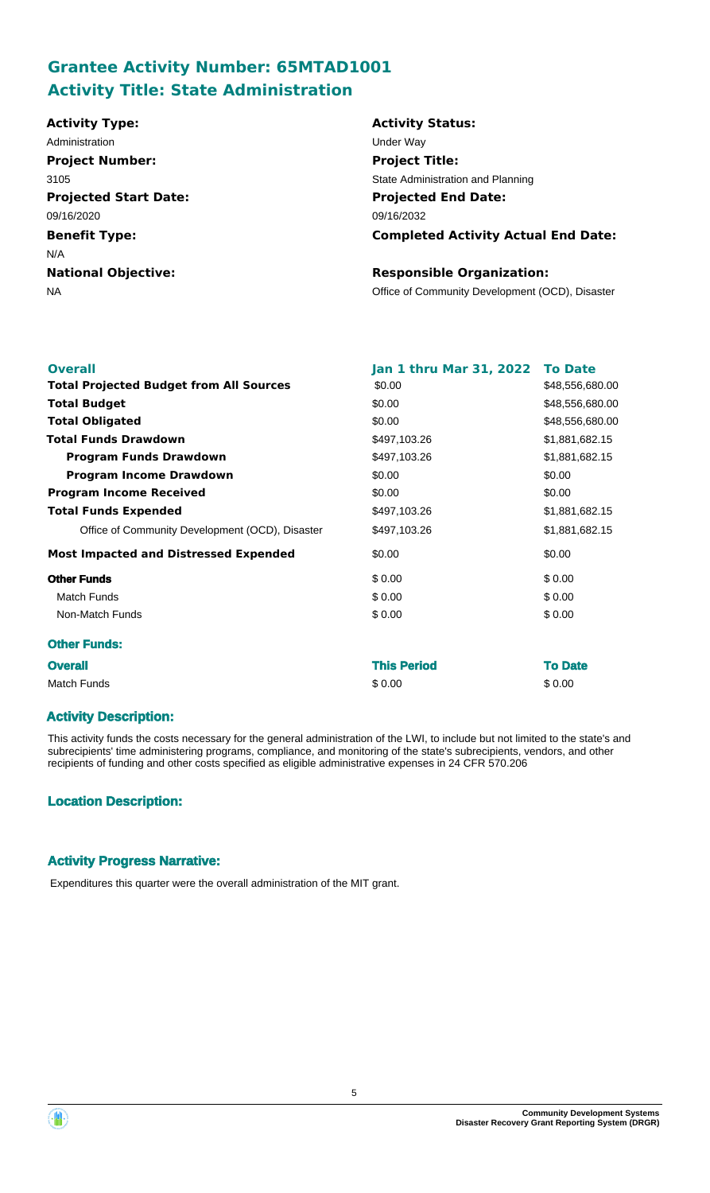## Grantee Activity Number: 65MTAD1001
## Activity Title: State Administration

**Activity Type:**
Administration

**Activity Status:**
Under Way

**Project Number:**
3105

**Project Title:**
State Administration and Planning

**Projected Start Date:**
09/16/2020

**Projected End Date:**
09/16/2032

**Benefit Type:**
N/A

**Completed Activity Actual End Date:**

**National Objective:**
NA

**Responsible Organization:**
Office of Community Development (OCD), Disaster

| Overall | Jan 1 thru Mar 31, 2022 | To Date |
|---|---|---|
| **Total Projected Budget from All Sources** | $0.00 | $48,556,680.00 |
| **Total Budget** | $0.00 | $48,556,680.00 |
| **Total Obligated** | $0.00 | $48,556,680.00 |
| **Total Funds Drawdown** | $497,103.26 | $1,881,682.15 |
| **Program Funds Drawdown** | $497,103.26 | $1,881,682.15 |
| **Program Income Drawdown** | $0.00 | $0.00 |
| **Program Income Received** | $0.00 | $0.00 |
| **Total Funds Expended** | $497,103.26 | $1,881,682.15 |
| Office of Community Development (OCD), Disaster | $497,103.26 | $1,881,682.15 |
| **Most Impacted and Distressed Expended** | $0.00 | $0.00 |
| **Other Funds** | $ 0.00 | $ 0.00 |
| Match Funds | $ 0.00 | $ 0.00 |
| Non-Match Funds | $ 0.00 | $ 0.00 |

### Other Funds:

| Overall | This Period | To Date |
|---|---|---|
| Match Funds | $ 0.00 | $ 0.00 |

### Activity Description:

This activity funds the costs necessary for the general administration of the LWI, to include but not limited to the state's and subrecipients' time administering programs, compliance, and monitoring of the state's subrecipients, vendors, and other recipients of funding and other costs specified as eligible administrative expenses in 24 CFR 570.206

### Location Description:

### Activity Progress Narrative:

Expenditures this quarter were the overall administration of the MIT grant.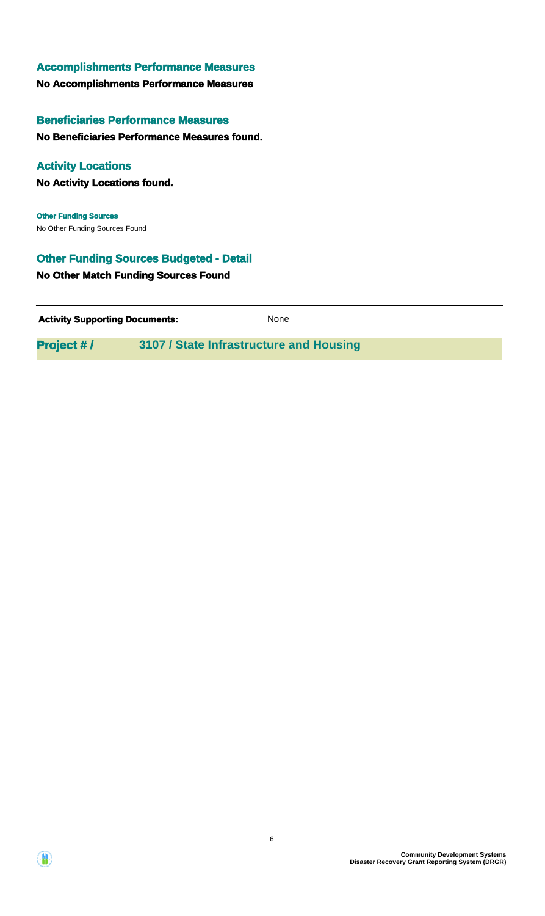### Accomplishments Performance Measures

**No Accomplishments Performance Measures**

### Beneficiaries Performance Measures

**No Beneficiaries Performance Measures found.**

### Activity Locations

**No Activity Locations found.**

**Other Funding Sources**

No Other Funding Sources Found

### Other Funding Sources Budgeted - Detail

**No Other Match Funding Sources Found**

---

| **Activity Supporting Documents:** | None |
|---|---|

## Project # / 3107 / State Infrastructure and Housing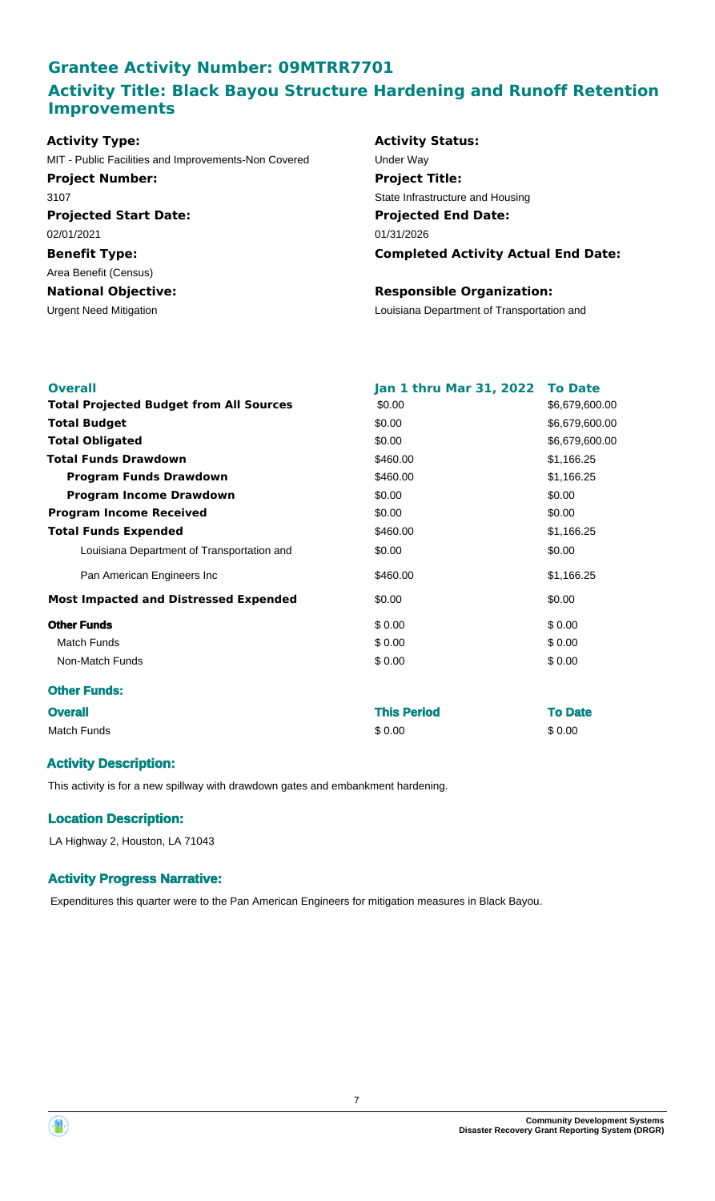## Grantee Activity Number: 09MTRR7701

## Activity Title: Black Bayou Structure Hardening and Runoff Retention Improvements

**Activity Type:**
MIT - Public Facilities and Improvements-Non Covered

**Activity Status:**
Under Way

**Project Number:**
3107

**Project Title:**
State Infrastructure and Housing

**Projected Start Date:**
02/01/2021

**Projected End Date:**
01/31/2026

**Benefit Type:**
Area Benefit (Census)

**Completed Activity Actual End Date:**

**National Objective:**
Urgent Need Mitigation

**Responsible Organization:**
Louisiana Department of Transportation and

| **Overall** | **Jan 1 thru Mar 31, 2022** | **To Date** |
|---|---|---|
| **Total Projected Budget from All Sources** | $0.00 | $6,679,600.00 |
| **Total Budget** | $0.00 | $6,679,600.00 |
| **Total Obligated** | $0.00 | $6,679,600.00 |
| **Total Funds Drawdown** | $460.00 | $1,166.25 |
| **Program Funds Drawdown** | $460.00 | $1,166.25 |
| **Program Income Drawdown** | $0.00 | $0.00 |
| **Program Income Received** | $0.00 | $0.00 |
| **Total Funds Expended** | $460.00 | $1,166.25 |
| Louisiana Department of Transportation and | $0.00 | $0.00 |
| Pan American Engineers Inc | $460.00 | $1,166.25 |
| **Most Impacted and Distressed Expended** | $0.00 | $0.00 |
| **Other Funds** | $ 0.00 | $ 0.00 |
| Match Funds | $ 0.00 | $ 0.00 |
| Non-Match Funds | $ 0.00 | $ 0.00 |

### Other Funds:

| **Overall** | **This Period** | **To Date** |
|---|---|---|
| Match Funds | $ 0.00 | $ 0.00 |

### Activity Description:

This activity is for a new spillway with drawdown gates and embankment hardening.

### Location Description:

LA Highway 2, Houston, LA 71043

### Activity Progress Narrative:

Expenditures this quarter were to the Pan American Engineers for mitigation measures in Black Bayou.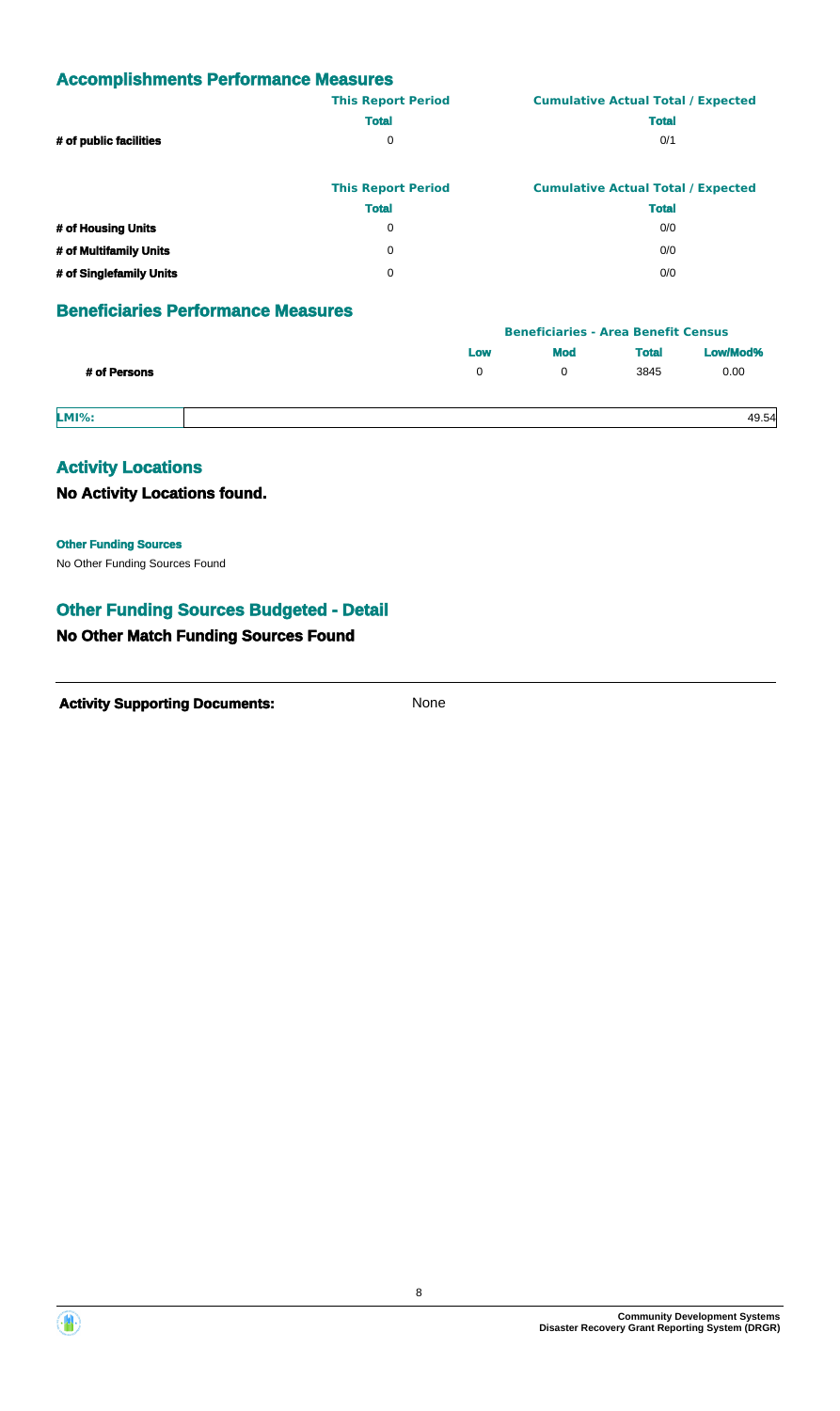## Accomplishments Performance Measures

| | This Report Period | Cumulative Actual Total / Expected |
|---|---|---|
| | Total | Total |
| # of public facilities | 0 | 0/1 |

| | This Report Period | Cumulative Actual Total / Expected |
|---|---|---|
| | Total | Total |
| # of Housing Units | 0 | 0/0 |
| # of Multifamily Units | 0 | 0/0 |
| # of Singlefamily Units | 0 | 0/0 |

## Beneficiaries Performance Measures

| | Beneficiaries - Area Benefit Census | | | |
|---|---|---|---|---|
| | Low | Mod | Total | Low/Mod% |
| # of Persons | 0 | 0 | 3845 | 0.00 |

| LMI%: | 49.54 |
|---|---|

## Activity Locations

### No Activity Locations found.

**Other Funding Sources**

No Other Funding Sources Found

## Other Funding Sources Budgeted - Detail

### No Other Match Funding Sources Found

**Activity Supporting Documents:** None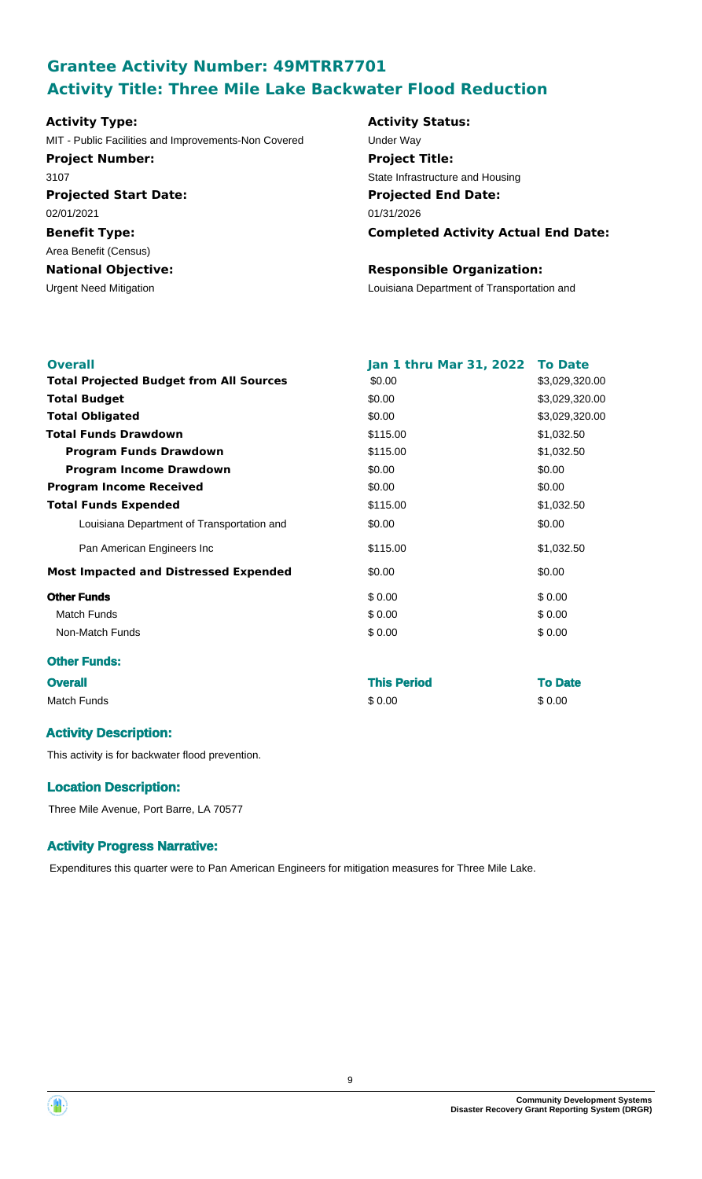## Grantee Activity Number: 49MTRR7701
## Activity Title: Three Mile Lake Backwater Flood Reduction

**Activity Type:**
MIT - Public Facilities and Improvements-Non Covered

**Activity Status:**
Under Way

**Project Number:**
3107

**Project Title:**
State Infrastructure and Housing

**Projected Start Date:**
02/01/2021

**Projected End Date:**
01/31/2026

**Benefit Type:**
Area Benefit (Census)

**Completed Activity Actual End Date:**

**National Objective:**
Urgent Need Mitigation

**Responsible Organization:**
Louisiana Department of Transportation and

| Overall | Jan 1 thru Mar 31, 2022 | To Date |
| --- | --- | --- |
| **Total Projected Budget from All Sources** | $0.00 | $3,029,320.00 |
| **Total Budget** | $0.00 | $3,029,320.00 |
| **Total Obligated** | $0.00 | $3,029,320.00 |
| **Total Funds Drawdown** | $115.00 | $1,032.50 |
| **Program Funds Drawdown** | $115.00 | $1,032.50 |
| **Program Income Drawdown** | $0.00 | $0.00 |
| **Program Income Received** | $0.00 | $0.00 |
| **Total Funds Expended** | $115.00 | $1,032.50 |
| Louisiana Department of Transportation and | $0.00 | $0.00 |
| Pan American Engineers Inc | $115.00 | $1,032.50 |
| **Most Impacted and Distressed Expended** | $0.00 | $0.00 |
| **Other Funds** | $ 0.00 | $ 0.00 |
| Match Funds | $ 0.00 | $ 0.00 |
| Non-Match Funds | $ 0.00 | $ 0.00 |

### Other Funds:

| Overall | This Period | To Date |
| --- | --- | --- |
| Match Funds | $ 0.00 | $ 0.00 |

### Activity Description:

This activity is for backwater flood prevention.

### Location Description:

Three Mile Avenue, Port Barre, LA 70577

### Activity Progress Narrative:

Expenditures this quarter were to Pan American Engineers for mitigation measures for Three Mile Lake.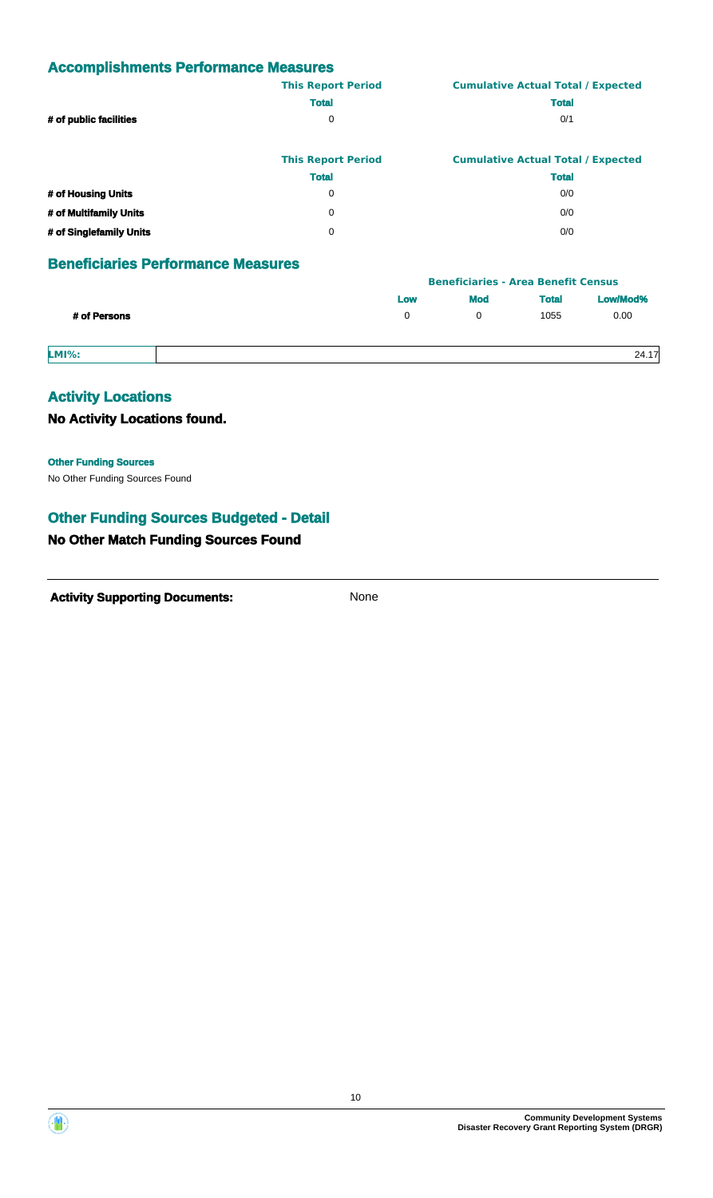## Accomplishments Performance Measures

| | This Report Period | Cumulative Actual Total / Expected |
|---|---|---|
| | Total | Total |
| # of public facilities | 0 | 0/1 |

| | This Report Period | Cumulative Actual Total / Expected |
|---|---|---|
| | Total | Total |
| # of Housing Units | 0 | 0/0 |
| # of Multifamily Units | 0 | 0/0 |
| # of Singlefamily Units | 0 | 0/0 |

## Beneficiaries Performance Measures

| | Beneficiaries - Area Benefit Census | | | |
|---|---|---|---|---|
| | Low | Mod | Total | Low/Mod% |
| # of Persons | 0 | 0 | 1055 | 0.00 |

| LMI%: | 24.17 |
|---|---|

## Activity Locations

### No Activity Locations found.

**Other Funding Sources**

No Other Funding Sources Found

## Other Funding Sources Budgeted - Detail

### No Other Match Funding Sources Found

**Activity Supporting Documents:** None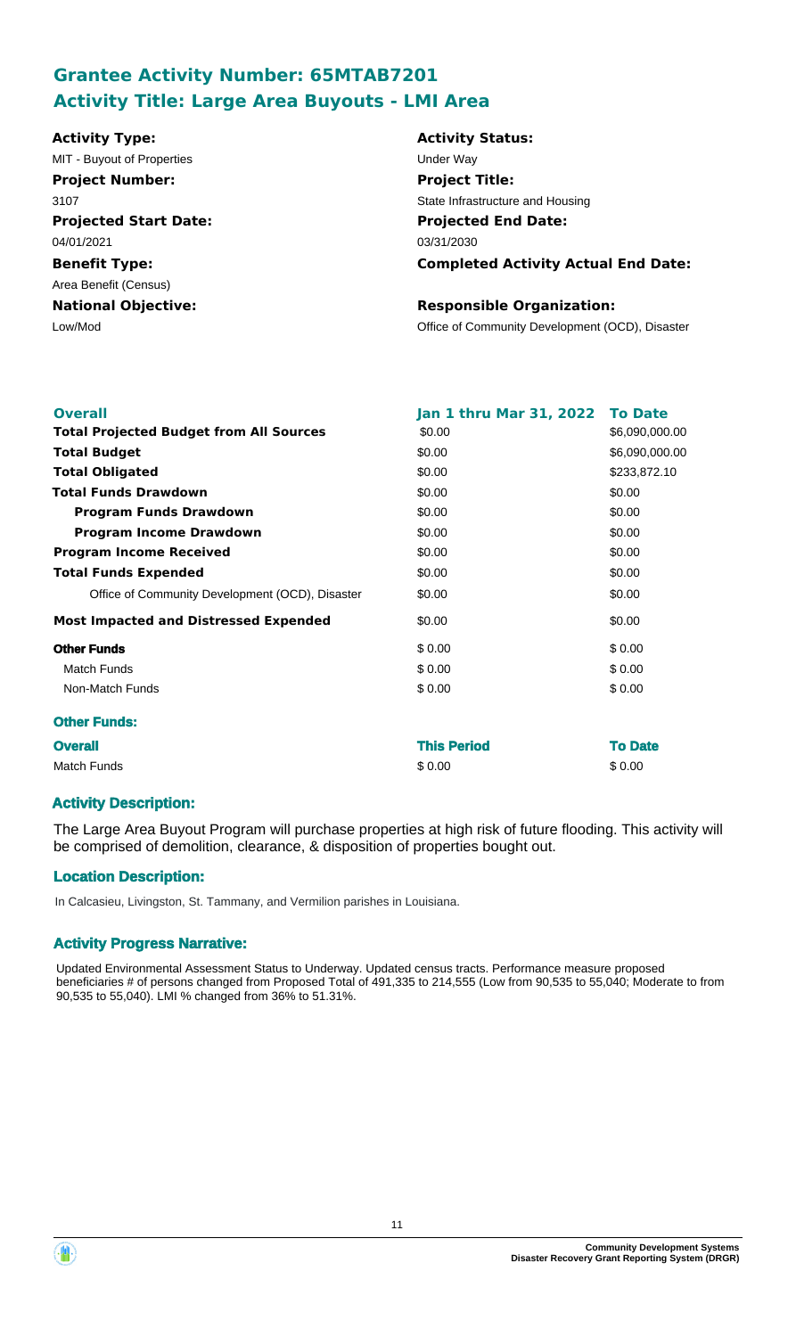## Grantee Activity Number: 65MTAB7201
## Activity Title: Large Area Buyouts - LMI Area

| | |
|---|---|
| **Activity Type:** | **Activity Status:** |
| MIT - Buyout of Properties | Under Way |
| **Project Number:** | **Project Title:** |
| 3107 | State Infrastructure and Housing |
| **Projected Start Date:** | **Projected End Date:** |
| 04/01/2021 | 03/31/2030 |
| **Benefit Type:** | **Completed Activity Actual End Date:** |
| Area Benefit (Census) | |
| **National Objective:** | **Responsible Organization:** |
| Low/Mod | Office of Community Development (OCD), Disaster |

| **Overall** | **Jan 1 thru Mar 31, 2022** | **To Date** |
|---|---|---|
| **Total Projected Budget from All Sources** | \$0.00 | \$6,090,000.00 |
| **Total Budget** | \$0.00 | \$6,090,000.00 |
| **Total Obligated** | \$0.00 | \$233,872.10 |
| **Total Funds Drawdown** | \$0.00 | \$0.00 |
| **Program Funds Drawdown** | \$0.00 | \$0.00 |
| **Program Income Drawdown** | \$0.00 | \$0.00 |
| **Program Income Received** | \$0.00 | \$0.00 |
| **Total Funds Expended** | \$0.00 | \$0.00 |
| Office of Community Development (OCD), Disaster | \$0.00 | \$0.00 |
| **Most Impacted and Distressed Expended** | \$0.00 | \$0.00 |
| **Other Funds** | \$ 0.00 | \$ 0.00 |
| Match Funds | \$ 0.00 | \$ 0.00 |
| Non-Match Funds | \$ 0.00 | \$ 0.00 |

### Other Funds:

| **Overall** | **This Period** | **To Date** |
|---|---|---|
| Match Funds | \$ 0.00 | \$ 0.00 |

### Activity Description:

The Large Area Buyout Program will purchase properties at high risk of future flooding. This activity will be comprised of demolition, clearance, & disposition of properties bought out.

### Location Description:

In Calcasieu, Livingston, St. Tammany, and Vermilion parishes in Louisiana.

### Activity Progress Narrative:

Updated Environmental Assessment Status to Underway. Updated census tracts. Performance measure proposed beneficiaries # of persons changed from Proposed Total of 491,335 to 214,555 (Low from 90,535 to 55,040; Moderate to from 90,535 to 55,040). LMI % changed from 36% to 51.31%.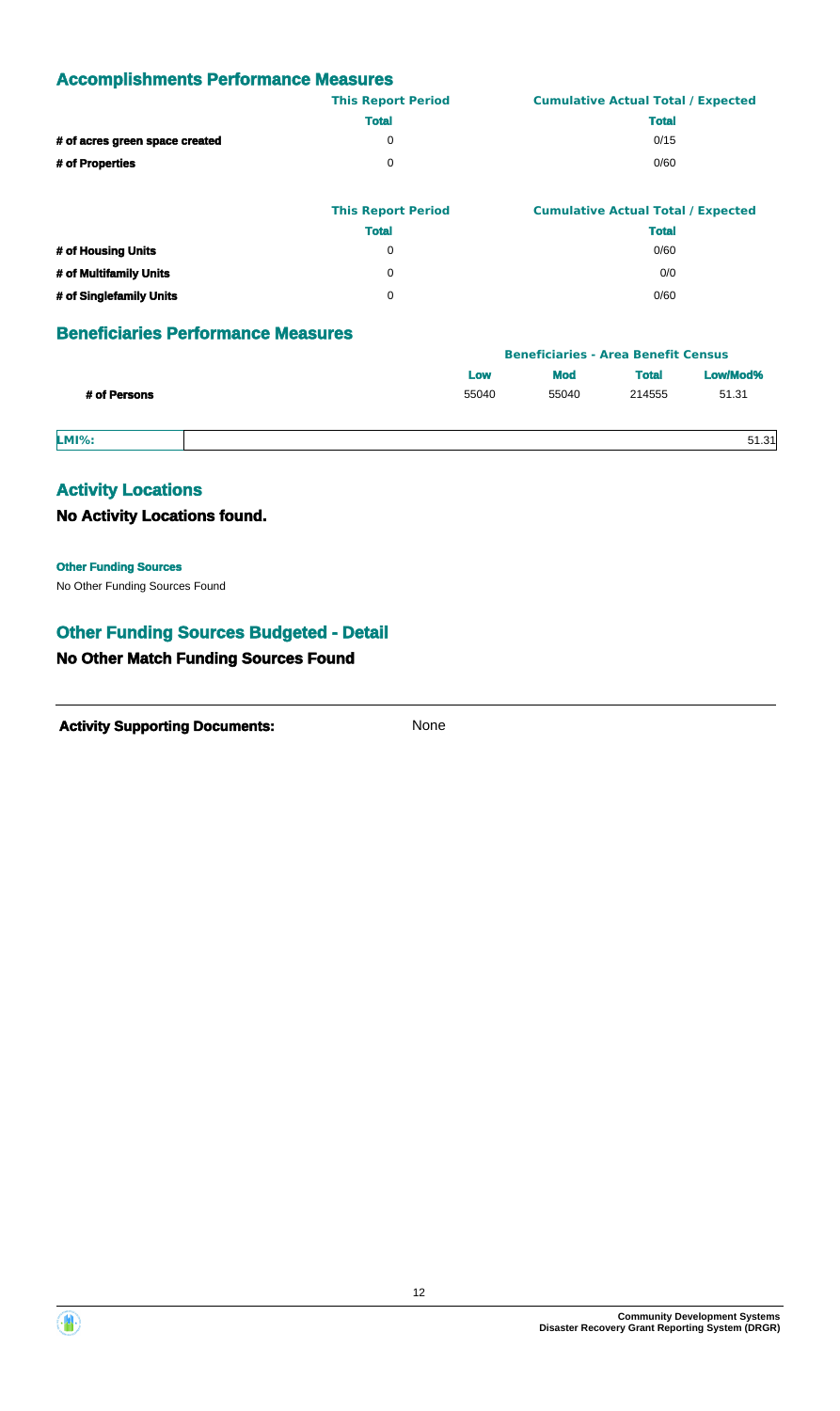## Accomplishments Performance Measures

| | This Report Period | Cumulative Actual Total / Expected |
|---|---|---|
| | **Total** | **Total** |
| **# of acres green space created** | 0 | 0/15 |
| **# of Properties** | 0 | 0/60 |

| | This Report Period | Cumulative Actual Total / Expected |
|---|---|---|
| | **Total** | **Total** |
| **# of Housing Units** | 0 | 0/60 |
| **# of Multifamily Units** | 0 | 0/0 |
| **# of Singlefamily Units** | 0 | 0/60 |

## Beneficiaries Performance Measures

| | Beneficiaries - Area Benefit Census | | | |
|---|---|---|---|---|
| | **Low** | **Mod** | **Total** | **Low/Mod%** |
| **# of Persons** | 55040 | 55040 | 214555 | 51.31 |

| LMI%: | 51.31 |
|---|---|

## Activity Locations

### No Activity Locations found.

**Other Funding Sources**

No Other Funding Sources Found

## Other Funding Sources Budgeted - Detail

### No Other Match Funding Sources Found

**Activity Supporting Documents:** None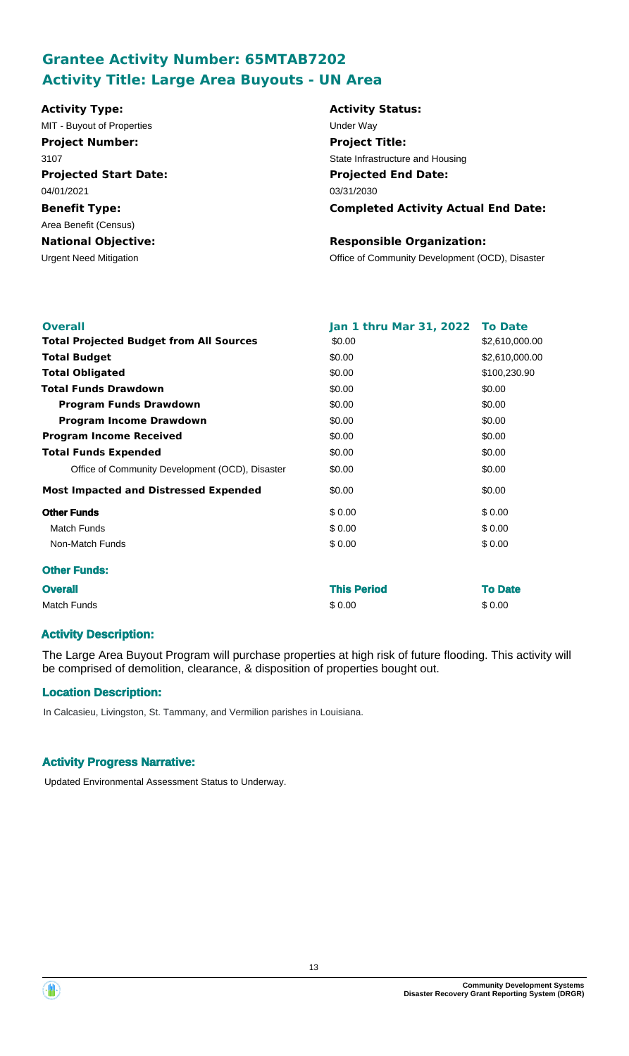## Grantee Activity Number: 65MTAB7202
## Activity Title: Large Area Buyouts - UN Area

**Activity Type:**
MIT - Buyout of Properties

**Activity Status:**
Under Way

**Project Number:**
3107

**Project Title:**
State Infrastructure and Housing

**Projected Start Date:**
04/01/2021

**Projected End Date:**
03/31/2030

**Benefit Type:**
Area Benefit (Census)

**Completed Activity Actual End Date:**

**National Objective:**
Urgent Need Mitigation

**Responsible Organization:**
Office of Community Development (OCD), Disaster

| Overall | Jan 1 thru Mar 31, 2022 | To Date |
| --- | --- | --- |
| **Total Projected Budget from All Sources** | $0.00 | $2,610,000.00 |
| **Total Budget** | $0.00 | $2,610,000.00 |
| **Total Obligated** | $0.00 | $100,230.90 |
| **Total Funds Drawdown** | $0.00 | $0.00 |
| **Program Funds Drawdown** | $0.00 | $0.00 |
| **Program Income Drawdown** | $0.00 | $0.00 |
| **Program Income Received** | $0.00 | $0.00 |
| **Total Funds Expended** | $0.00 | $0.00 |
| Office of Community Development (OCD), Disaster | $0.00 | $0.00 |
| **Most Impacted and Distressed Expended** | $0.00 | $0.00 |
| **Other Funds** | $ 0.00 | $ 0.00 |
| Match Funds | $ 0.00 | $ 0.00 |
| Non-Match Funds | $ 0.00 | $ 0.00 |

**Other Funds:**

| Overall | This Period | To Date |
| --- | --- | --- |
| Match Funds | $ 0.00 | $ 0.00 |

### Activity Description:

The Large Area Buyout Program will purchase properties at high risk of future flooding. This activity will be comprised of demolition, clearance, & disposition of properties bought out.

### Location Description:

In Calcasieu, Livingston, St. Tammany, and Vermilion parishes in Louisiana.

### Activity Progress Narrative:

Updated Environmental Assessment Status to Underway.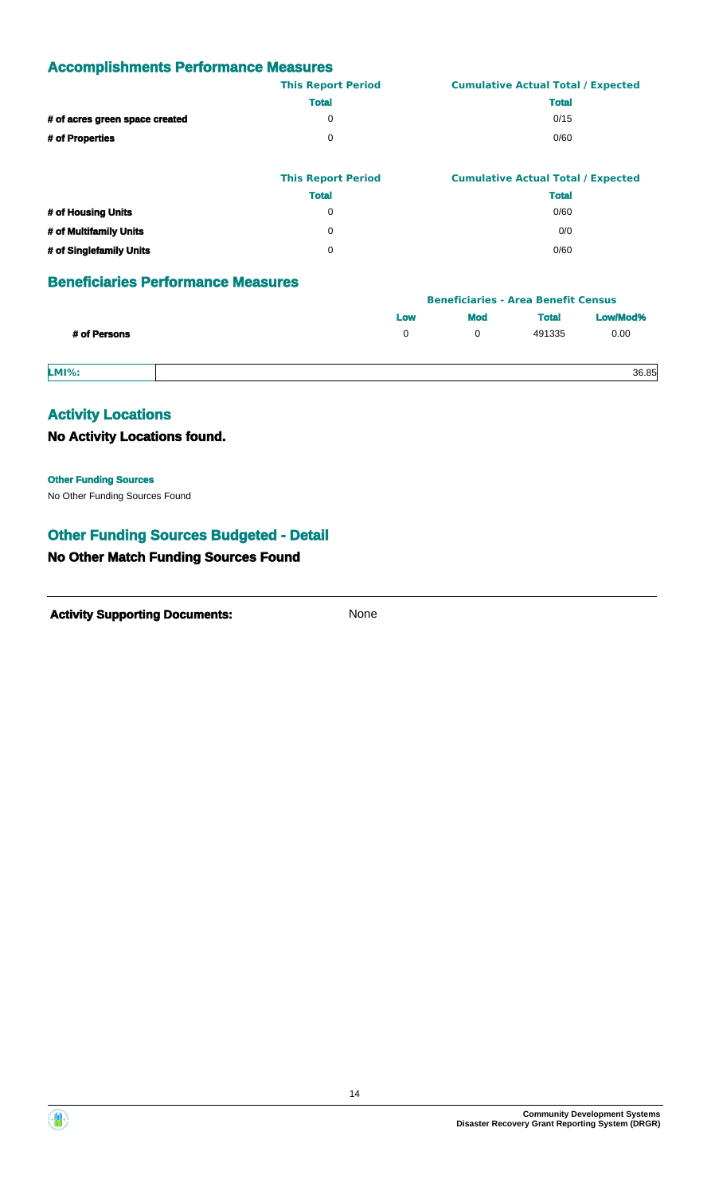## Accomplishments Performance Measures

| | This Report Period | Cumulative Actual Total / Expected |
|---|---|---|
| | Total | Total |
| # of acres green space created | 0 | 0/15 |
| # of Properties | 0 | 0/60 |

| | This Report Period | Cumulative Actual Total / Expected |
|---|---|---|
| | Total | Total |
| # of Housing Units | 0 | 0/60 |
| # of Multifamily Units | 0 | 0/0 |
| # of Singlefamily Units | 0 | 0/60 |

## Beneficiaries Performance Measures

| | Beneficiaries - Area Benefit Census | | | |
|---|---|---|---|---|
| | Low | Mod | Total | Low/Mod% |
| # of Persons | 0 | 0 | 491335 | 0.00 |

| LMI%: | 36.85 |
|---|---|

## Activity Locations

### No Activity Locations found.

**Other Funding Sources**

No Other Funding Sources Found

## Other Funding Sources Budgeted - Detail

### No Other Match Funding Sources Found

**Activity Supporting Documents:** None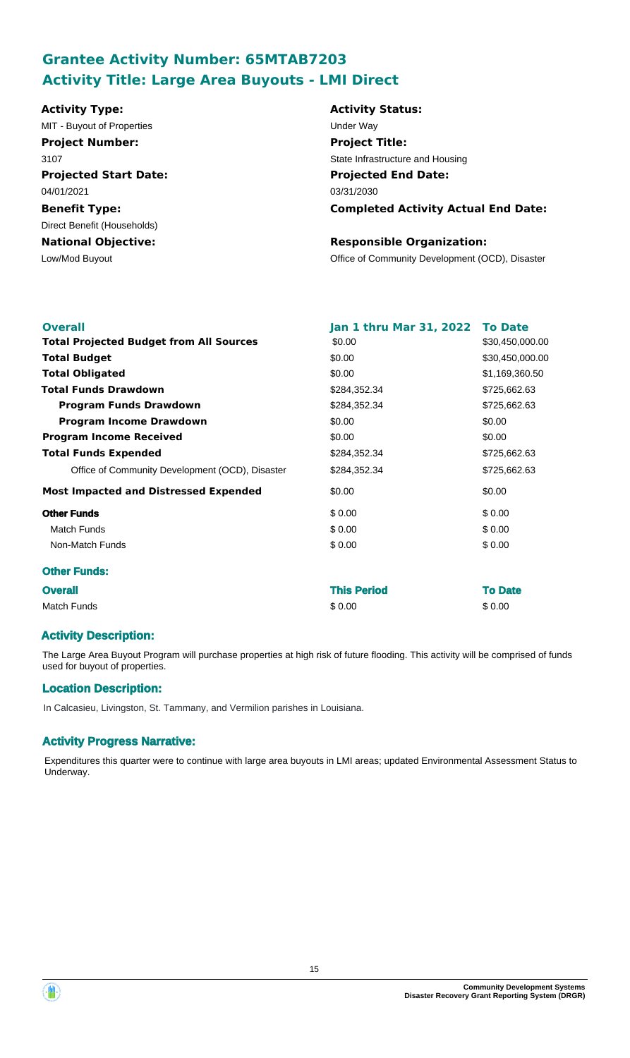## Grantee Activity Number: 65MTAB7203
## Activity Title: Large Area Buyouts - LMI Direct

**Activity Type:**
MIT - Buyout of Properties

**Activity Status:**
Under Way

**Project Number:**
3107

**Project Title:**
State Infrastructure and Housing

**Projected Start Date:**
04/01/2021

**Projected End Date:**
03/31/2030

**Benefit Type:**
Direct Benefit (Households)

**Completed Activity Actual End Date:**

**National Objective:**
Low/Mod Buyout

**Responsible Organization:**
Office of Community Development (OCD), Disaster

| Overall | Jan 1 thru Mar 31, 2022 | To Date |
|---|---|---|
| **Total Projected Budget from All Sources** | \$0.00 | \$30,450,000.00 |
| **Total Budget** | \$0.00 | \$30,450,000.00 |
| **Total Obligated** | \$0.00 | \$1,169,360.50 |
| **Total Funds Drawdown** | \$284,352.34 | \$725,662.63 |
| **Program Funds Drawdown** | \$284,352.34 | \$725,662.63 |
| **Program Income Drawdown** | \$0.00 | \$0.00 |
| **Program Income Received** | \$0.00 | \$0.00 |
| **Total Funds Expended** | \$284,352.34 | \$725,662.63 |
| Office of Community Development (OCD), Disaster | \$284,352.34 | \$725,662.63 |
| **Most Impacted and Distressed Expended** | \$0.00 | \$0.00 |
| **Other Funds** | \$ 0.00 | \$ 0.00 |
| Match Funds | \$ 0.00 | \$ 0.00 |
| Non-Match Funds | \$ 0.00 | \$ 0.00 |

### Other Funds:

| Overall | This Period | To Date |
|---|---|---|
| Match Funds | \$ 0.00 | \$ 0.00 |

### Activity Description:

The Large Area Buyout Program will purchase properties at high risk of future flooding. This activity will be comprised of funds used for buyout of properties.

### Location Description:

In Calcasieu, Livingston, St. Tammany, and Vermilion parishes in Louisiana.

### Activity Progress Narrative:

Expenditures this quarter were to continue with large area buyouts in LMI areas; updated Environmental Assessment Status to Underway.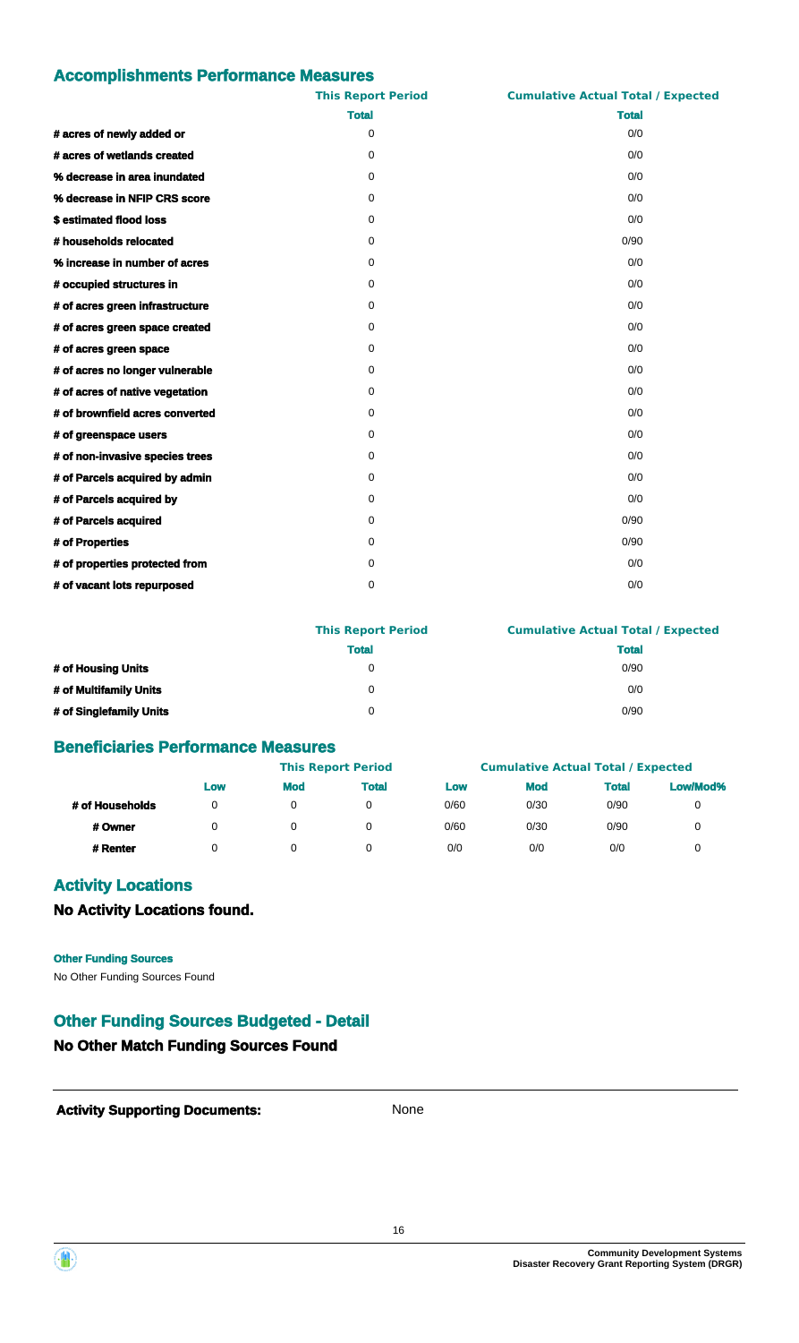## Accomplishments Performance Measures

| | This Report Period | Cumulative Actual Total / Expected |
|---|---|---|
| | **Total** | **Total** |
| **# acres of newly added or** | 0 | 0/0 |
| **# acres of wetlands created** | 0 | 0/0 |
| **% decrease in area inundated** | 0 | 0/0 |
| **% decrease in NFIP CRS score** | 0 | 0/0 |
| **$ estimated flood loss** | 0 | 0/0 |
| **# households relocated** | 0 | 0/90 |
| **% increase in number of acres** | 0 | 0/0 |
| **# occupied structures in** | 0 | 0/0 |
| **# of acres green infrastructure** | 0 | 0/0 |
| **# of acres green space created** | 0 | 0/0 |
| **# of acres green space** | 0 | 0/0 |
| **# of acres no longer vulnerable** | 0 | 0/0 |
| **# of acres of native vegetation** | 0 | 0/0 |
| **# of brownfield acres converted** | 0 | 0/0 |
| **# of greenspace users** | 0 | 0/0 |
| **# of non-invasive species trees** | 0 | 0/0 |
| **# of Parcels acquired by admin** | 0 | 0/0 |
| **# of Parcels acquired by** | 0 | 0/0 |
| **# of Parcels acquired** | 0 | 0/90 |
| **# of Properties** | 0 | 0/90 |
| **# of properties protected from** | 0 | 0/0 |
| **# of vacant lots repurposed** | 0 | 0/0 |

| | This Report Period | Cumulative Actual Total / Expected |
|---|---|---|
| | **Total** | **Total** |
| **# of Housing Units** | 0 | 0/90 |
| **# of Multifamily Units** | 0 | 0/0 |
| **# of Singlefamily Units** | 0 | 0/90 |

## Beneficiaries Performance Measures

| | This Report Period | | | Cumulative Actual Total / Expected | | | |
|---|---|---|---|---|---|---|---|
| | **Low** | **Mod** | **Total** | **Low** | **Mod** | **Total** | **Low/Mod%** |
| **# of Households** | 0 | 0 | 0 | 0/60 | 0/30 | 0/90 | 0 |
| **# Owner** | 0 | 0 | 0 | 0/60 | 0/30 | 0/90 | 0 |
| **# Renter** | 0 | 0 | 0 | 0/0 | 0/0 | 0/0 | 0 |

## Activity Locations

### No Activity Locations found.

**Other Funding Sources**

No Other Funding Sources Found

## Other Funding Sources Budgeted - Detail

### No Other Match Funding Sources Found

**Activity Supporting Documents:** None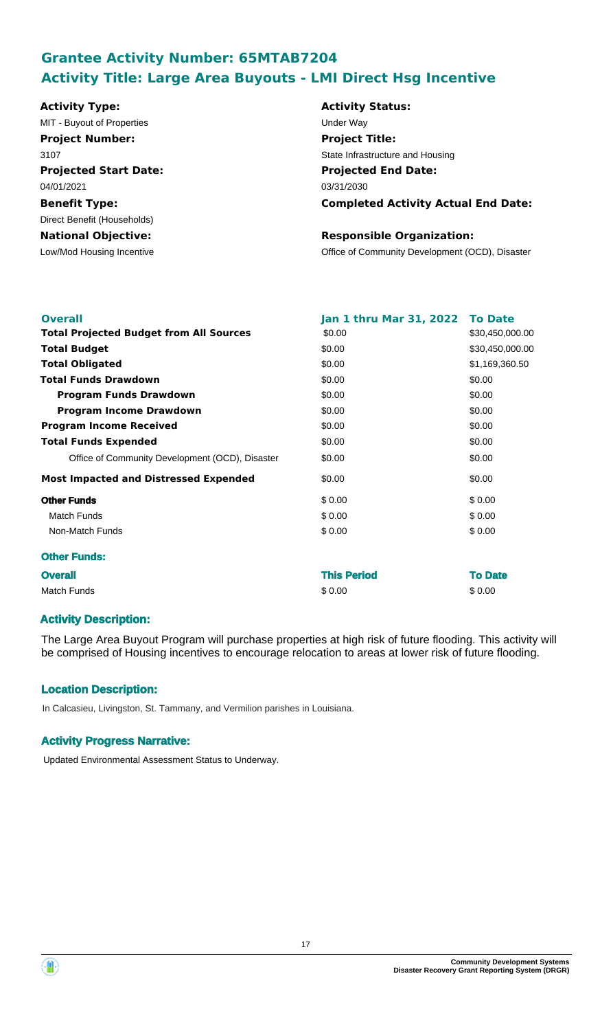## Grantee Activity Number: 65MTAB7204
## Activity Title: Large Area Buyouts - LMI Direct Hsg Incentive

**Activity Type:**
MIT - Buyout of Properties

**Activity Status:**
Under Way

**Project Number:**
3107

**Project Title:**
State Infrastructure and Housing

**Projected Start Date:**
04/01/2021

**Projected End Date:**
03/31/2030

**Benefit Type:**
Direct Benefit (Households)

**Completed Activity Actual End Date:**

**National Objective:**
Low/Mod Housing Incentive

**Responsible Organization:**
Office of Community Development (OCD), Disaster

| **Overall** | **Jan 1 thru Mar 31, 2022** | **To Date** |
|---|---|---|
| **Total Projected Budget from All Sources** | $0.00 | $30,450,000.00 |
| **Total Budget** | $0.00 | $30,450,000.00 |
| **Total Obligated** | $0.00 | $1,169,360.50 |
| **Total Funds Drawdown** | $0.00 | $0.00 |
| **Program Funds Drawdown** | $0.00 | $0.00 |
| **Program Income Drawdown** | $0.00 | $0.00 |
| **Program Income Received** | $0.00 | $0.00 |
| **Total Funds Expended** | $0.00 | $0.00 |
| Office of Community Development (OCD), Disaster | $0.00 | $0.00 |
| **Most Impacted and Distressed Expended** | $0.00 | $0.00 |
| **Other Funds** | $ 0.00 | $ 0.00 |
| Match Funds | $ 0.00 | $ 0.00 |
| Non-Match Funds | $ 0.00 | $ 0.00 |

**Other Funds:**

| **Overall** | **This Period** | **To Date** |
|---|---|---|
| Match Funds | $ 0.00 | $ 0.00 |

### Activity Description:

The Large Area Buyout Program will purchase properties at high risk of future flooding. This activity will be comprised of Housing incentives to encourage relocation to areas at lower risk of future flooding.

### Location Description:

In Calcasieu, Livingston, St. Tammany, and Vermilion parishes in Louisiana.

### Activity Progress Narrative:

Updated Environmental Assessment Status to Underway.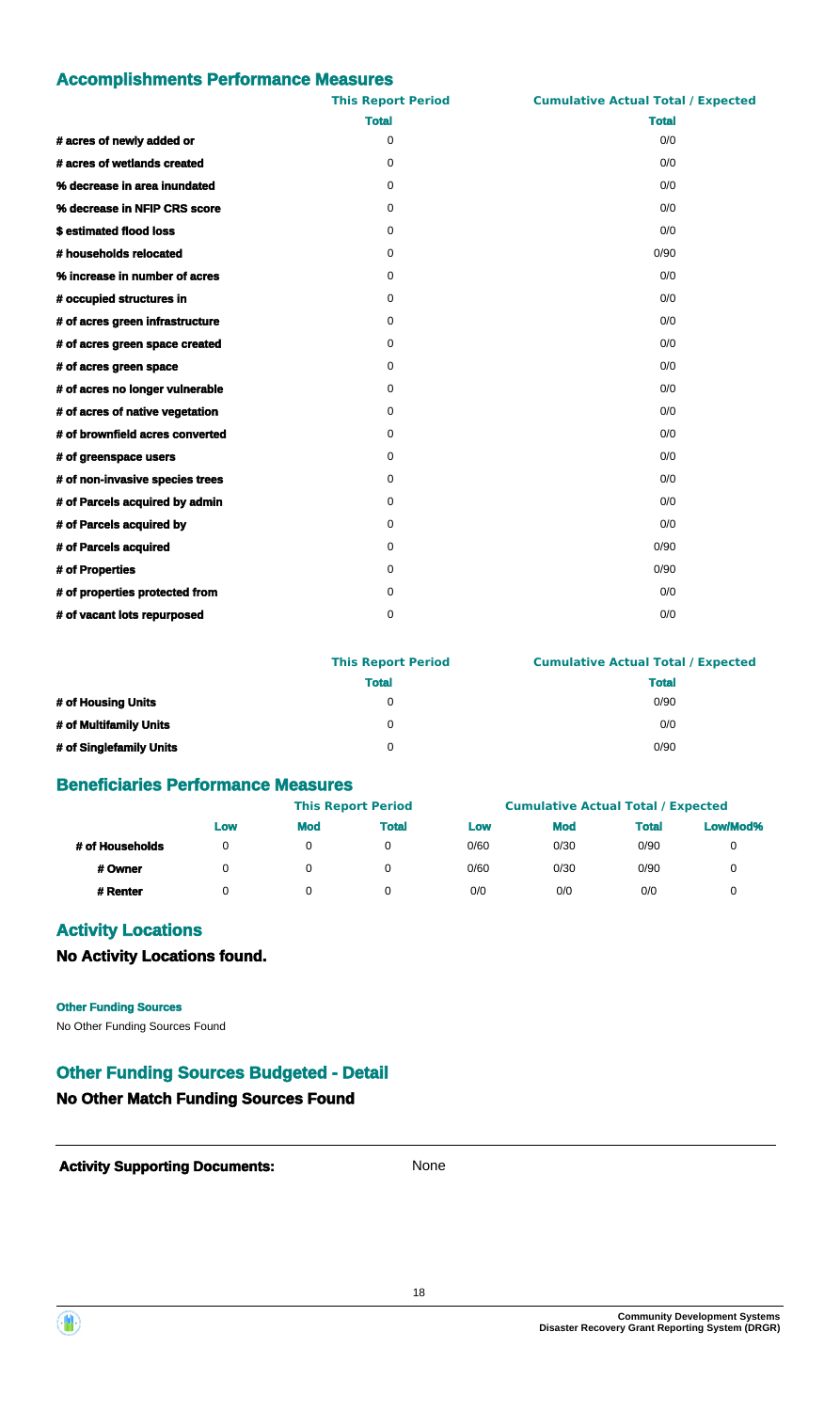## Accomplishments Performance Measures

| | This Report Period | Cumulative Actual Total / Expected |
|---|---|---|
| | Total | Total |
| # acres of newly added or | 0 | 0/0 |
| # acres of wetlands created | 0 | 0/0 |
| % decrease in area inundated | 0 | 0/0 |
| % decrease in NFIP CRS score | 0 | 0/0 |
| $ estimated flood loss | 0 | 0/0 |
| # households relocated | 0 | 0/90 |
| % increase in number of acres | 0 | 0/0 |
| # occupied structures in | 0 | 0/0 |
| # of acres green infrastructure | 0 | 0/0 |
| # of acres green space created | 0 | 0/0 |
| # of acres green space | 0 | 0/0 |
| # of acres no longer vulnerable | 0 | 0/0 |
| # of acres of native vegetation | 0 | 0/0 |
| # of brownfield acres converted | 0 | 0/0 |
| # of greenspace users | 0 | 0/0 |
| # of non-invasive species trees | 0 | 0/0 |
| # of Parcels acquired by admin | 0 | 0/0 |
| # of Parcels acquired by | 0 | 0/0 |
| # of Parcels acquired | 0 | 0/90 |
| # of Properties | 0 | 0/90 |
| # of properties protected from | 0 | 0/0 |
| # of vacant lots repurposed | 0 | 0/0 |

| | This Report Period | Cumulative Actual Total / Expected |
|---|---|---|
| | Total | Total |
| # of Housing Units | 0 | 0/90 |
| # of Multifamily Units | 0 | 0/0 |
| # of Singlefamily Units | 0 | 0/90 |

## Beneficiaries Performance Measures

| | This Report Period | | | Cumulative Actual Total / Expected | | | |
|---|---|---|---|---|---|---|---|
| | Low | Mod | Total | Low | Mod | Total | Low/Mod% |
| # of Households | 0 | 0 | 0 | 0/60 | 0/30 | 0/90 | 0 |
| # Owner | 0 | 0 | 0 | 0/60 | 0/30 | 0/90 | 0 |
| # Renter | 0 | 0 | 0 | 0/0 | 0/0 | 0/0 | 0 |

## Activity Locations

### No Activity Locations found.

**Other Funding Sources**

No Other Funding Sources Found

## Other Funding Sources Budgeted - Detail

### No Other Match Funding Sources Found

**Activity Supporting Documents:** None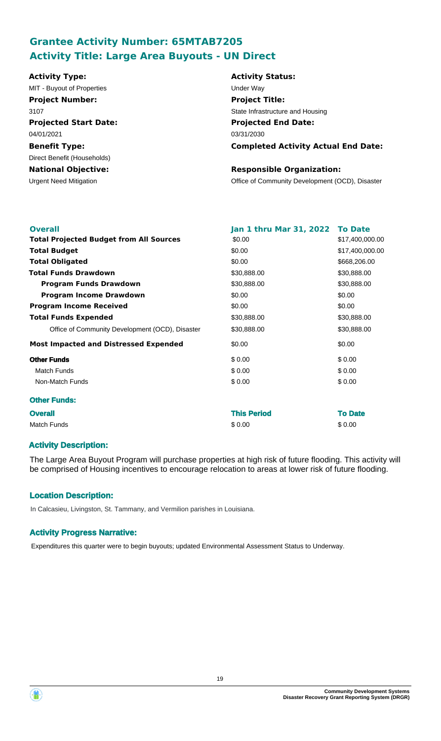## Grantee Activity Number: 65MTAB7205
## Activity Title: Large Area Buyouts - UN Direct

**Activity Type:**
MIT - Buyout of Properties

**Activity Status:**
Under Way

**Project Number:**
3107

**Project Title:**
State Infrastructure and Housing

**Projected Start Date:**
04/01/2021

**Projected End Date:**
03/31/2030

**Benefit Type:**
Direct Benefit (Households)

**Completed Activity Actual End Date:**

**National Objective:**
Urgent Need Mitigation

**Responsible Organization:**
Office of Community Development (OCD), Disaster

| Overall | Jan 1 thru Mar 31, 2022 | To Date |
|---|---|---|
| **Total Projected Budget from All Sources** | $0.00 | $17,400,000.00 |
| **Total Budget** | $0.00 | $17,400,000.00 |
| **Total Obligated** | $0.00 | $668,206.00 |
| **Total Funds Drawdown** | $30,888.00 | $30,888.00 |
| **Program Funds Drawdown** | $30,888.00 | $30,888.00 |
| **Program Income Drawdown** | $0.00 | $0.00 |
| **Program Income Received** | $0.00 | $0.00 |
| **Total Funds Expended** | $30,888.00 | $30,888.00 |
| Office of Community Development (OCD), Disaster | $30,888.00 | $30,888.00 |
| **Most Impacted and Distressed Expended** | $0.00 | $0.00 |
| **Other Funds** | $ 0.00 | $ 0.00 |
| Match Funds | $ 0.00 | $ 0.00 |
| Non-Match Funds | $ 0.00 | $ 0.00 |

**Other Funds:**

| Overall | This Period | To Date |
|---|---|---|
| Match Funds | $ 0.00 | $ 0.00 |

### Activity Description:

The Large Area Buyout Program will purchase properties at high risk of future flooding. This activity will be comprised of Housing incentives to encourage relocation to areas at lower risk of future flooding.

### Location Description:

In Calcasieu, Livingston, St. Tammany, and Vermilion parishes in Louisiana.

### Activity Progress Narrative:

Expenditures this quarter were to begin buyouts; updated Environmental Assessment Status to Underway.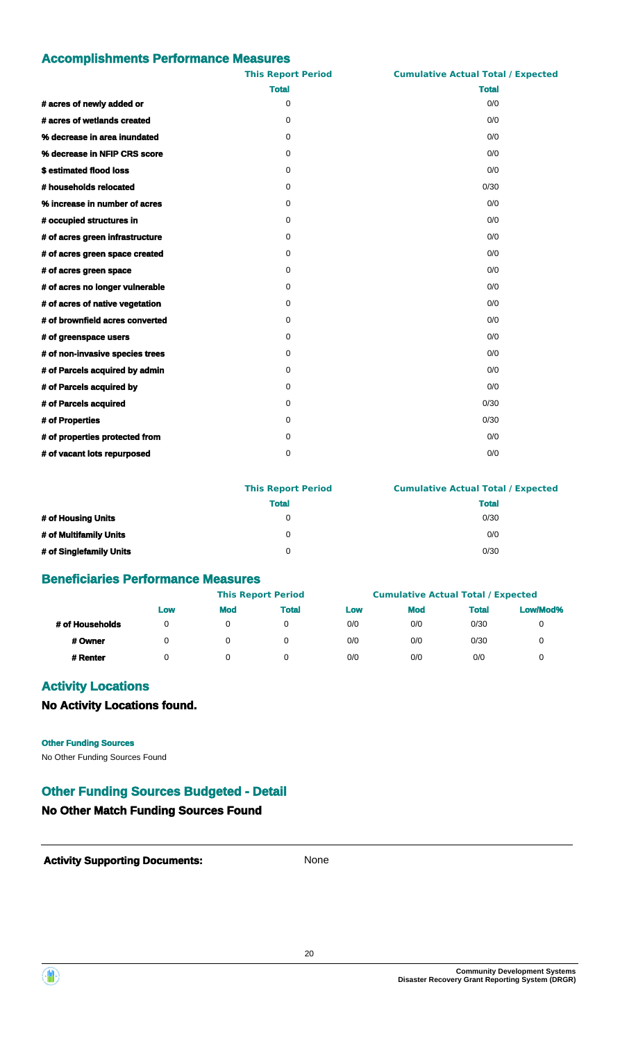## Accomplishments Performance Measures

| | This Report Period | Cumulative Actual Total / Expected |
|---|---|---|
| | **Total** | **Total** |
| **# acres of newly added or** | 0 | 0/0 |
| **# acres of wetlands created** | 0 | 0/0 |
| **% decrease in area inundated** | 0 | 0/0 |
| **% decrease in NFIP CRS score** | 0 | 0/0 |
| **$ estimated flood loss** | 0 | 0/0 |
| **# households relocated** | 0 | 0/30 |
| **% increase in number of acres** | 0 | 0/0 |
| **# occupied structures in** | 0 | 0/0 |
| **# of acres green infrastructure** | 0 | 0/0 |
| **# of acres green space created** | 0 | 0/0 |
| **# of acres green space** | 0 | 0/0 |
| **# of acres no longer vulnerable** | 0 | 0/0 |
| **# of acres of native vegetation** | 0 | 0/0 |
| **# of brownfield acres converted** | 0 | 0/0 |
| **# of greenspace users** | 0 | 0/0 |
| **# of non-invasive species trees** | 0 | 0/0 |
| **# of Parcels acquired by admin** | 0 | 0/0 |
| **# of Parcels acquired by** | 0 | 0/0 |
| **# of Parcels acquired** | 0 | 0/30 |
| **# of Properties** | 0 | 0/30 |
| **# of properties protected from** | 0 | 0/0 |
| **# of vacant lots repurposed** | 0 | 0/0 |

| | This Report Period | Cumulative Actual Total / Expected |
|---|---|---|
| | **Total** | **Total** |
| **# of Housing Units** | 0 | 0/30 |
| **# of Multifamily Units** | 0 | 0/0 |
| **# of Singlefamily Units** | 0 | 0/30 |

## Beneficiaries Performance Measures

| | This Report Period | | | Cumulative Actual Total / Expected | | | |
|---|---|---|---|---|---|---|---|
| | **Low** | **Mod** | **Total** | **Low** | **Mod** | **Total** | **Low/Mod%** |
| **# of Households** | 0 | 0 | 0 | 0/0 | 0/0 | 0/30 | 0 |
| **# Owner** | 0 | 0 | 0 | 0/0 | 0/0 | 0/30 | 0 |
| **# Renter** | 0 | 0 | 0 | 0/0 | 0/0 | 0/0 | 0 |

## Activity Locations

### No Activity Locations found.

**Other Funding Sources**

No Other Funding Sources Found

## Other Funding Sources Budgeted - Detail

### No Other Match Funding Sources Found

**Activity Supporting Documents:** None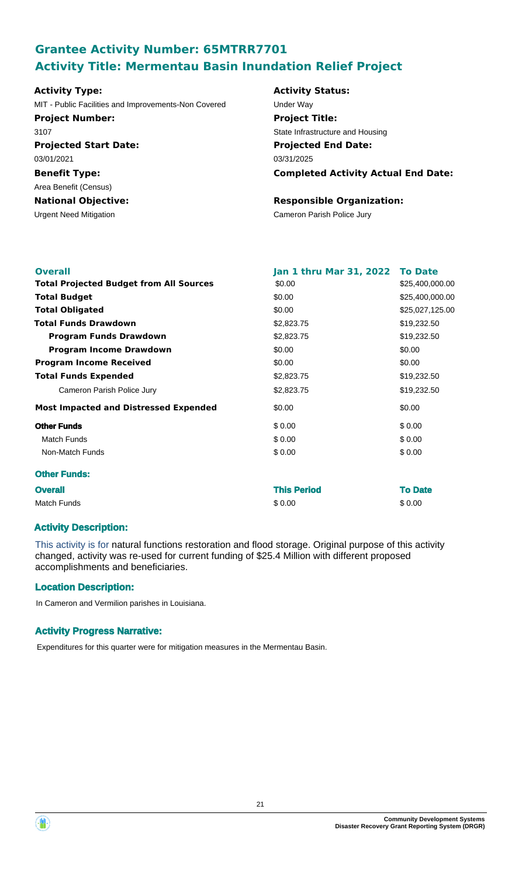## Grantee Activity Number: 65MTRR7701
## Activity Title: Mermentau Basin Inundation Relief Project

| | |
|---|---|
| **Activity Type:** | **Activity Status:** |
| MIT - Public Facilities and Improvements-Non Covered | Under Way |
| **Project Number:** | **Project Title:** |
| 3107 | State Infrastructure and Housing |
| **Projected Start Date:** | **Projected End Date:** |
| 03/01/2021 | 03/31/2025 |
| **Benefit Type:** | **Completed Activity Actual End Date:** |
| Area Benefit (Census) | |
| **National Objective:** | **Responsible Organization:** |
| Urgent Need Mitigation | Cameron Parish Police Jury |

| **Overall** | **Jan 1 thru Mar 31, 2022** | **To Date** |
|---|---|---|
| **Total Projected Budget from All Sources** | $0.00 | $25,400,000.00 |
| **Total Budget** | $0.00 | $25,400,000.00 |
| **Total Obligated** | $0.00 | $25,027,125.00 |
| **Total Funds Drawdown** | $2,823.75 | $19,232.50 |
| **Program Funds Drawdown** | $2,823.75 | $19,232.50 |
| **Program Income Drawdown** | $0.00 | $0.00 |
| **Program Income Received** | $0.00 | $0.00 |
| **Total Funds Expended** | $2,823.75 | $19,232.50 |
| Cameron Parish Police Jury | $2,823.75 | $19,232.50 |
| **Most Impacted and Distressed Expended** | $0.00 | $0.00 |
| **Other Funds** | $ 0.00 | $ 0.00 |
| Match Funds | $ 0.00 | $ 0.00 |
| Non-Match Funds | $ 0.00 | $ 0.00 |

**Other Funds:**

| **Overall** | **This Period** | **To Date** |
|---|---|---|
| Match Funds | $ 0.00 | $ 0.00 |

### Activity Description:

This activity is for natural functions restoration and flood storage. Original purpose of this activity changed, activity was re-used for current funding of $25.4 Million with different proposed accomplishments and beneficiaries.

### Location Description:

In Cameron and Vermilion parishes in Louisiana.

### Activity Progress Narrative:

Expenditures for this quarter were for mitigation measures in the Mermentau Basin.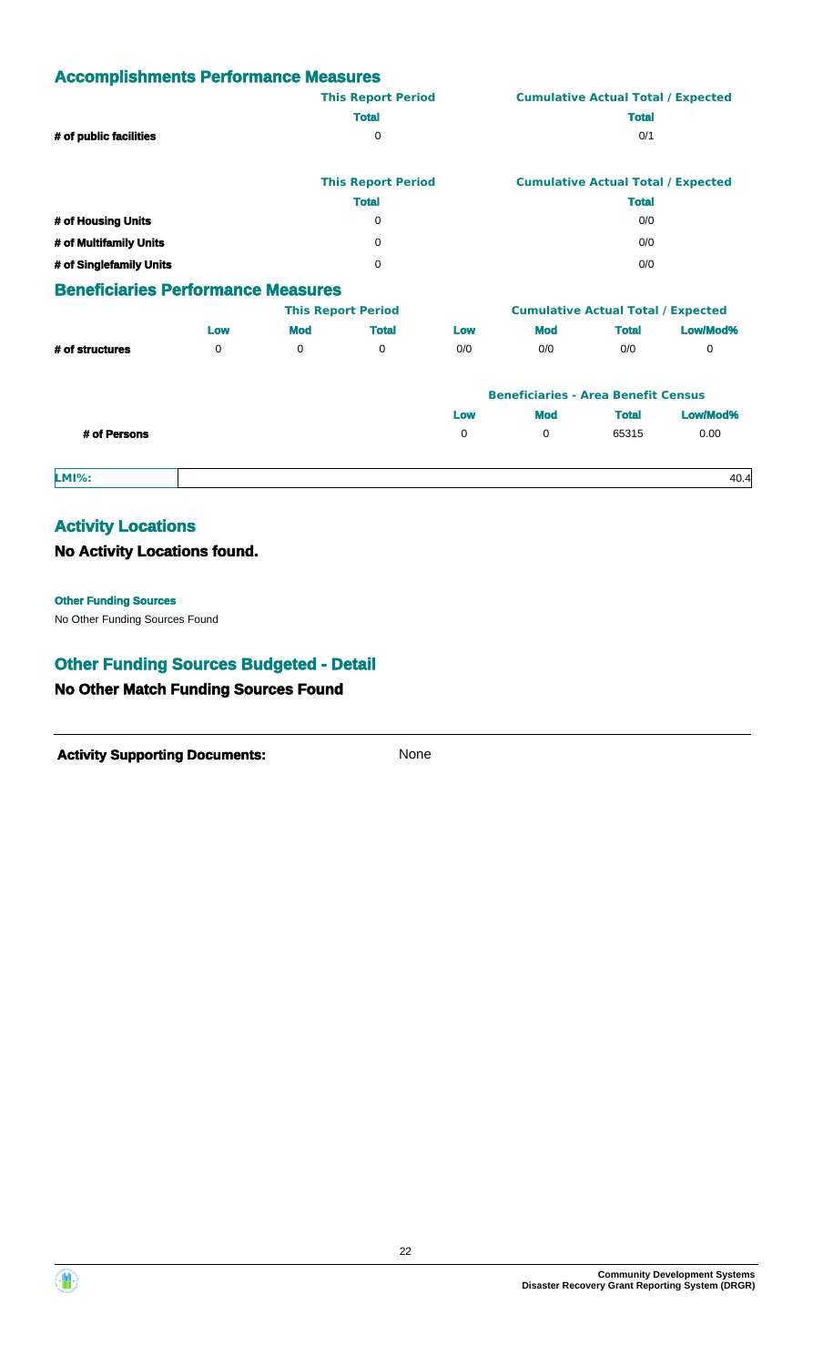## Accomplishments Performance Measures

| | This Report Period | Cumulative Actual Total / Expected |
|---|---|---|
| | Total | Total |
| # of public facilities | 0 | 0/1 |

| | This Report Period | Cumulative Actual Total / Expected |
|---|---|---|
| | Total | Total |
| # of Housing Units | 0 | 0/0 |
| # of Multifamily Units | 0 | 0/0 |
| # of Singlefamily Units | 0 | 0/0 |

## Beneficiaries Performance Measures

| | This Report Period | | | Cumulative Actual Total / Expected | | | |
|---|---|---|---|---|---|---|---|
| | Low | Mod | Total | Low | Mod | Total | Low/Mod% |
| # of structures | 0 | 0 | 0 | 0/0 | 0/0 | 0/0 | 0 |

| | Beneficiaries - Area Benefit Census | | | |
|---|---|---|---|---|
| | Low | Mod | Total | Low/Mod% |
| # of Persons | 0 | 0 | 65315 | 0.00 |

| LMI%: | 40.4 |
|---|---|

## Activity Locations

### No Activity Locations found.

**Other Funding Sources**

No Other Funding Sources Found

## Other Funding Sources Budgeted - Detail

### No Other Match Funding Sources Found

**Activity Supporting Documents:** None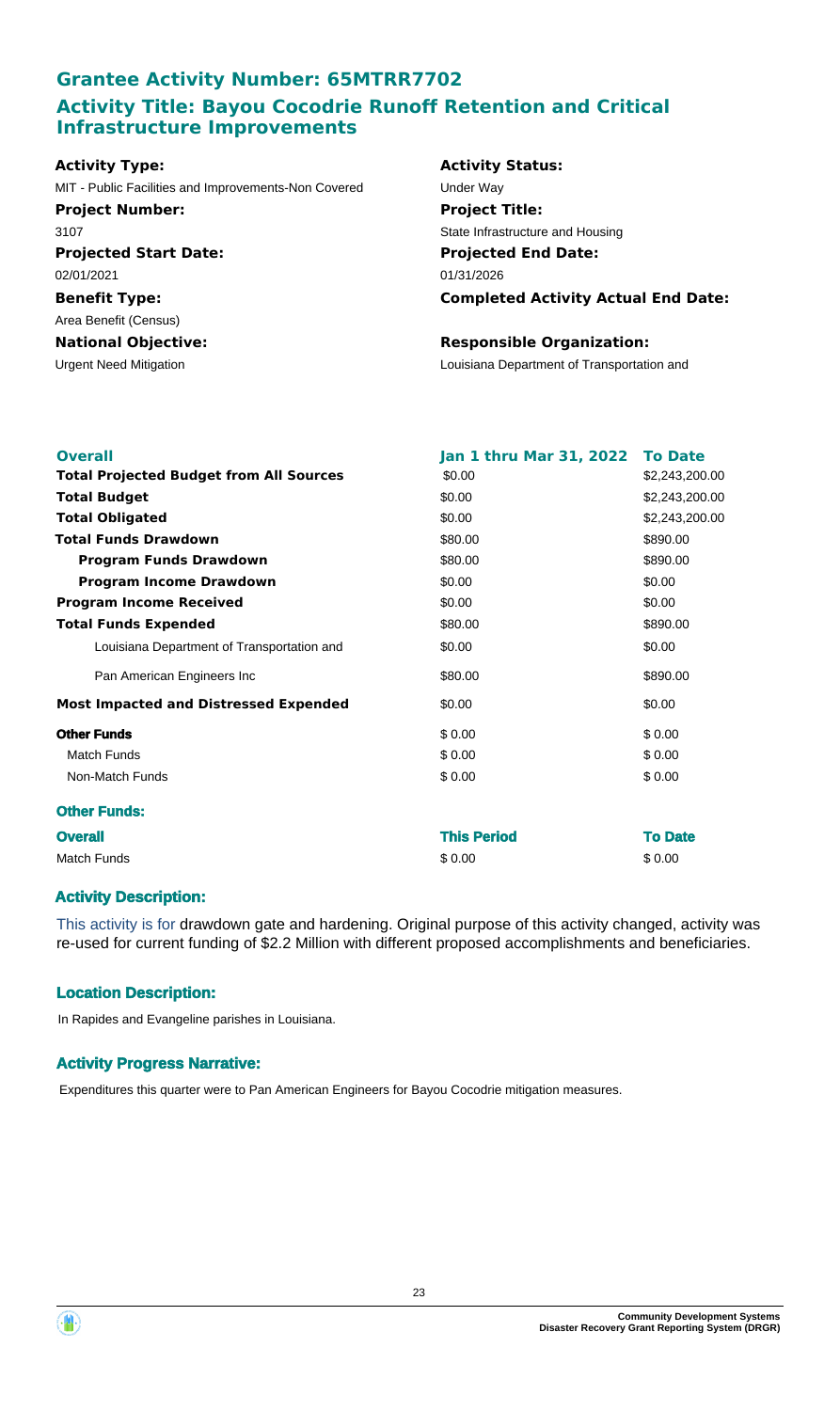## Grantee Activity Number: 65MTRR7702

## Activity Title: Bayou Cocodrie Runoff Retention and Critical Infrastructure Improvements

**Activity Type:**
MIT - Public Facilities and Improvements-Non Covered

**Activity Status:**
Under Way

**Project Number:**
3107

**Project Title:**
State Infrastructure and Housing

**Projected Start Date:**
02/01/2021

**Projected End Date:**
01/31/2026

**Benefit Type:**
Area Benefit (Census)

**Completed Activity Actual End Date:**

**National Objective:**
Urgent Need Mitigation

**Responsible Organization:**
Louisiana Department of Transportation and

| Overall | Jan 1 thru Mar 31, 2022 | To Date |
|---|---|---|
| **Total Projected Budget from All Sources** | $0.00 | $2,243,200.00 |
| **Total Budget** | $0.00 | $2,243,200.00 |
| **Total Obligated** | $0.00 | $2,243,200.00 |
| **Total Funds Drawdown** | $80.00 | $890.00 |
| **Program Funds Drawdown** | $80.00 | $890.00 |
| **Program Income Drawdown** | $0.00 | $0.00 |
| **Program Income Received** | $0.00 | $0.00 |
| **Total Funds Expended** | $80.00 | $890.00 |
| Louisiana Department of Transportation and | $0.00 | $0.00 |
| Pan American Engineers Inc | $80.00 | $890.00 |
| **Most Impacted and Distressed Expended** | $0.00 | $0.00 |
| **Other Funds** | $ 0.00 | $ 0.00 |
| Match Funds | $ 0.00 | $ 0.00 |
| Non-Match Funds | $ 0.00 | $ 0.00 |

**Other Funds:**

| Overall | This Period | To Date |
|---|---|---|
| Match Funds | $ 0.00 | $ 0.00 |

### Activity Description:

This activity is for drawdown gate and hardening. Original purpose of this activity changed, activity was re-used for current funding of $2.2 Million with different proposed accomplishments and beneficiaries.

### Location Description:

In Rapides and Evangeline parishes in Louisiana.

### Activity Progress Narrative:

Expenditures this quarter were to Pan American Engineers for Bayou Cocodrie mitigation measures.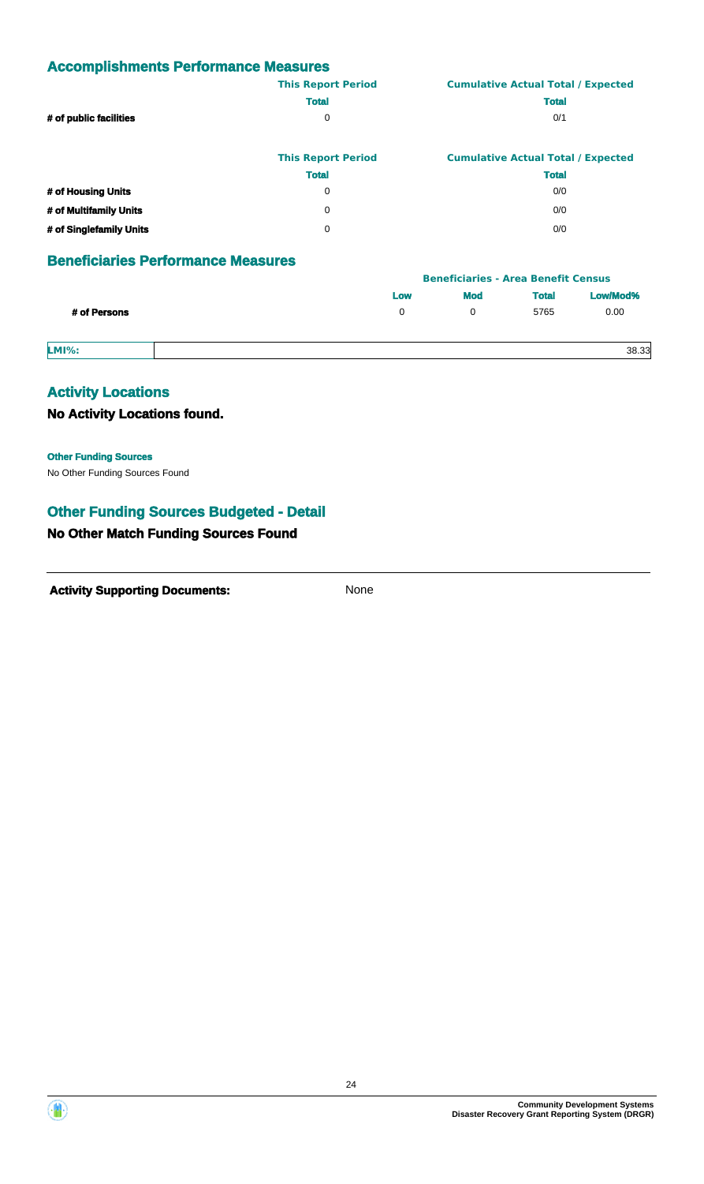## Accomplishments Performance Measures

| | This Report Period | Cumulative Actual Total / Expected |
|---|---|---|
| | Total | Total |
| # of public facilities | 0 | 0/1 |

| | This Report Period | Cumulative Actual Total / Expected |
|---|---|---|
| | Total | Total |
| # of Housing Units | 0 | 0/0 |
| # of Multifamily Units | 0 | 0/0 |
| # of Singlefamily Units | 0 | 0/0 |

## Beneficiaries Performance Measures

| | Beneficiaries - Area Benefit Census | | | |
|---|---|---|---|---|
| | Low | Mod | Total | Low/Mod% |
| # of Persons | 0 | 0 | 5765 | 0.00 |

| LMI%: | 38.33 |
|---|---|

## Activity Locations

### No Activity Locations found.

**Other Funding Sources**

No Other Funding Sources Found

## Other Funding Sources Budgeted - Detail

### No Other Match Funding Sources Found

**Activity Supporting Documents:** None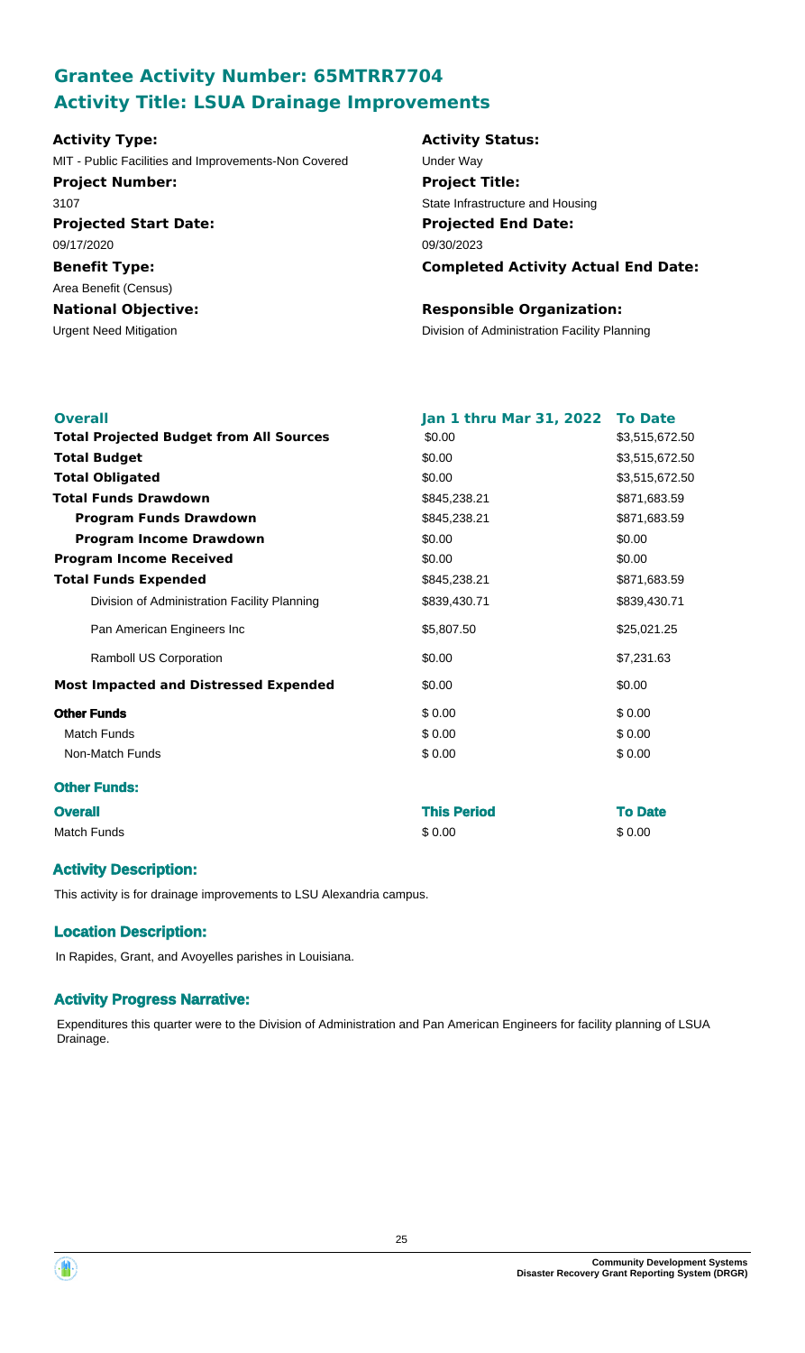## Grantee Activity Number: 65MTRR7704
## Activity Title: LSUA Drainage Improvements

**Activity Type:**
MIT - Public Facilities and Improvements-Non Covered

**Activity Status:**
Under Way

**Project Number:**
3107

**Project Title:**
State Infrastructure and Housing

**Projected Start Date:**
09/17/2020

**Projected End Date:**
09/30/2023

**Benefit Type:**
Area Benefit (Census)

**Completed Activity Actual End Date:**

**National Objective:**
Urgent Need Mitigation

**Responsible Organization:**
Division of Administration Facility Planning

| Overall | Jan 1 thru Mar 31, 2022 | To Date |
|---|---|---|
| **Total Projected Budget from All Sources** | \$0.00 | \$3,515,672.50 |
| **Total Budget** | \$0.00 | \$3,515,672.50 |
| **Total Obligated** | \$0.00 | \$3,515,672.50 |
| **Total Funds Drawdown** | \$845,238.21 | \$871,683.59 |
| **Program Funds Drawdown** | \$845,238.21 | \$871,683.59 |
| **Program Income Drawdown** | \$0.00 | \$0.00 |
| **Program Income Received** | \$0.00 | \$0.00 |
| **Total Funds Expended** | \$845,238.21 | \$871,683.59 |
| Division of Administration Facility Planning | \$839,430.71 | \$839,430.71 |
| Pan American Engineers Inc | \$5,807.50 | \$25,021.25 |
| Ramboll US Corporation | \$0.00 | \$7,231.63 |
| **Most Impacted and Distressed Expended** | \$0.00 | \$0.00 |
| **Other Funds** | \$ 0.00 | \$ 0.00 |
| Match Funds | \$ 0.00 | \$ 0.00 |
| Non-Match Funds | \$ 0.00 | \$ 0.00 |

### Other Funds:

| Overall | This Period | To Date |
|---|---|---|
| Match Funds | \$ 0.00 | \$ 0.00 |

### Activity Description:

This activity is for drainage improvements to LSU Alexandria campus.

### Location Description:

In Rapides, Grant, and Avoyelles parishes in Louisiana.

### Activity Progress Narrative:

Expenditures this quarter were to the Division of Administration and Pan American Engineers for facility planning of LSUA Drainage.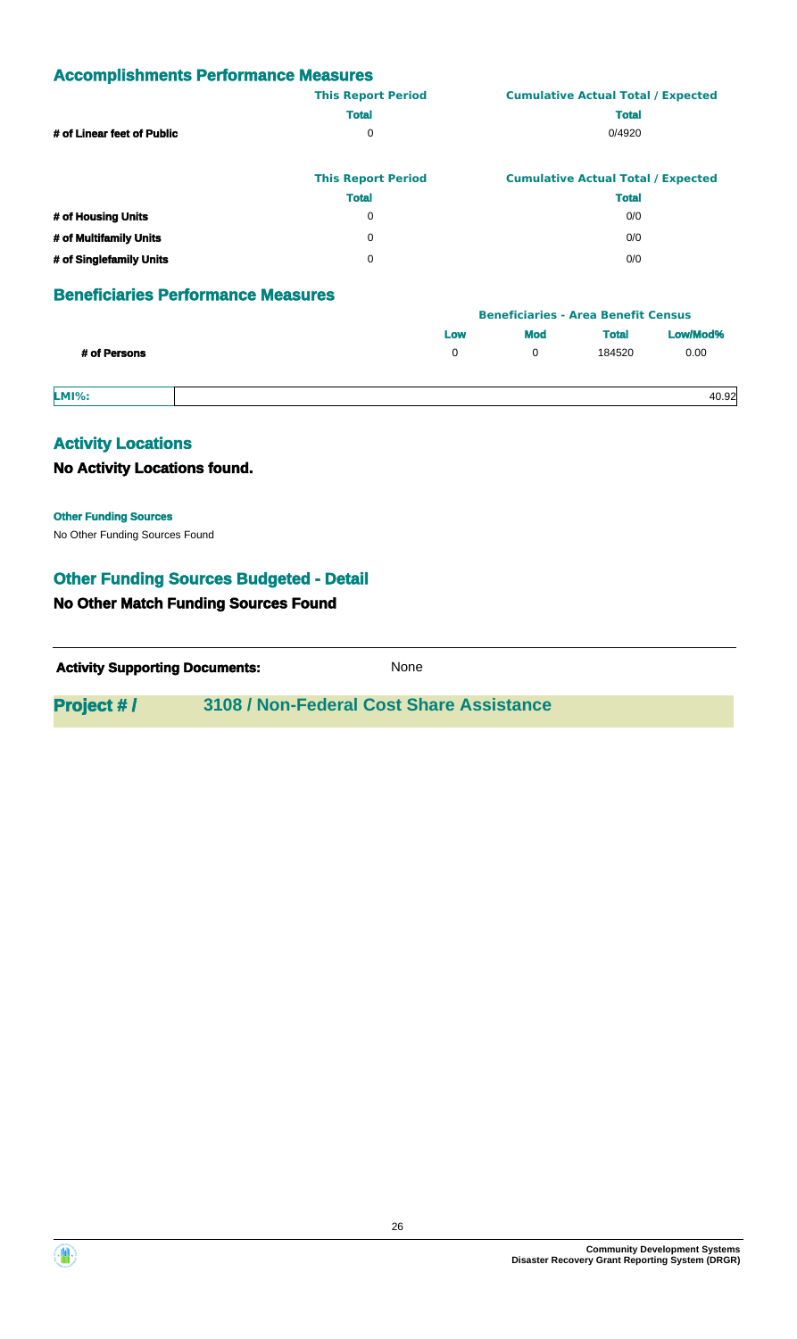## Accomplishments Performance Measures

| | This Report Period | Cumulative Actual Total / Expected |
|---|---|---|
| | Total | Total |
| # of Linear feet of Public | 0 | 0/4920 |

| | This Report Period | Cumulative Actual Total / Expected |
|---|---|---|
| | Total | Total |
| # of Housing Units | 0 | 0/0 |
| # of Multifamily Units | 0 | 0/0 |
| # of Singlefamily Units | 0 | 0/0 |

## Beneficiaries Performance Measures

| | Beneficiaries - Area Benefit Census | | | |
|---|---|---|---|---|
| | Low | Mod | Total | Low/Mod% |
| # of Persons | 0 | 0 | 184520 | 0.00 |

| LMI%: | 40.92 |
|---|---|

## Activity Locations

### No Activity Locations found.

**Other Funding Sources**

No Other Funding Sources Found

## Other Funding Sources Budgeted - Detail

### No Other Match Funding Sources Found

**Activity Supporting Documents:** None

## Project # / 3108 / Non-Federal Cost Share Assistance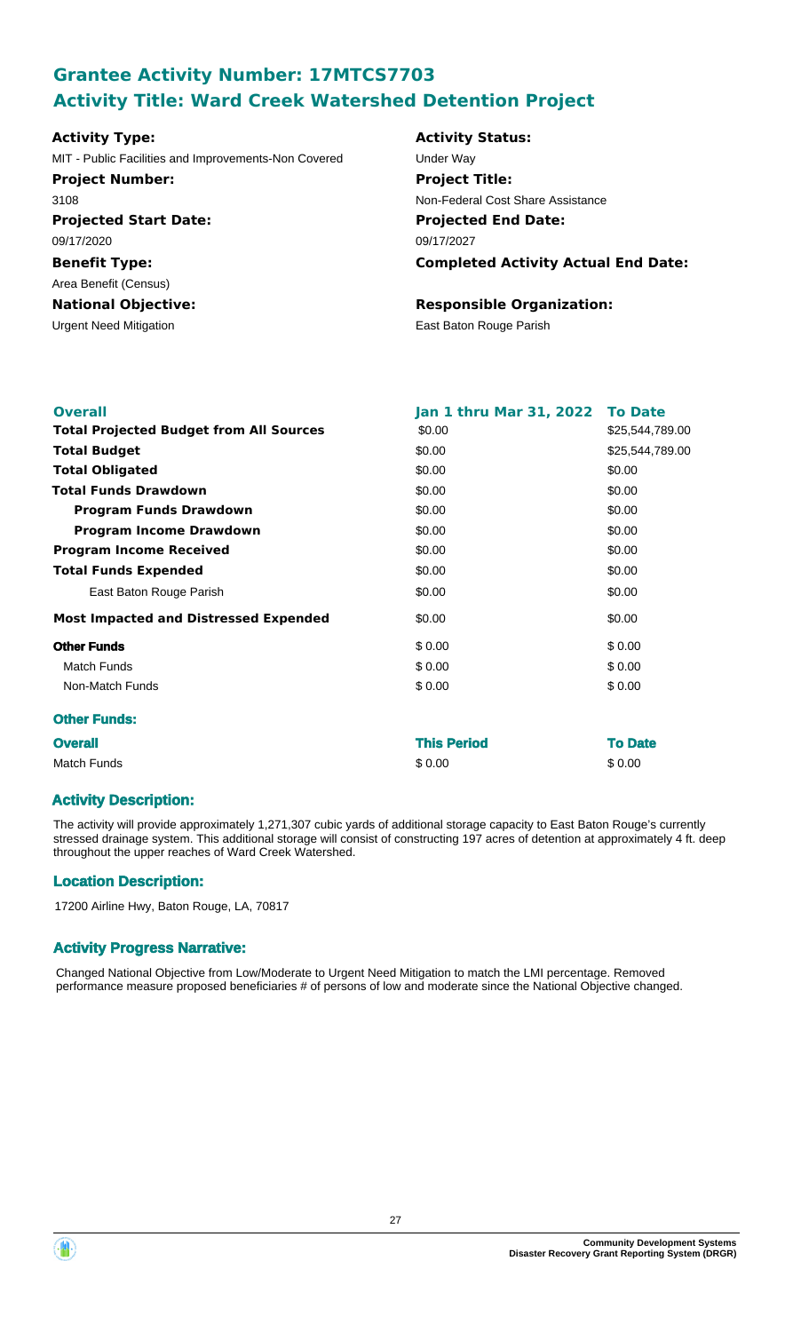## Grantee Activity Number: 17MTCS7703
## Activity Title: Ward Creek Watershed Detention Project

**Activity Type:**
MIT - Public Facilities and Improvements-Non Covered

**Activity Status:**
Under Way

**Project Number:**
3108

**Project Title:**
Non-Federal Cost Share Assistance

**Projected Start Date:**
09/17/2020

**Projected End Date:**
09/17/2027

**Benefit Type:**
Area Benefit (Census)

**Completed Activity Actual End Date:**

**National Objective:**
Urgent Need Mitigation

**Responsible Organization:**
East Baton Rouge Parish

| **Overall** | **Jan 1 thru Mar 31, 2022** | **To Date** |
| --- | --- | --- |
| **Total Projected Budget from All Sources** | $0.00 | $25,544,789.00 |
| **Total Budget** | $0.00 | $25,544,789.00 |
| **Total Obligated** | $0.00 | $0.00 |
| **Total Funds Drawdown** | $0.00 | $0.00 |
| **Program Funds Drawdown** | $0.00 | $0.00 |
| **Program Income Drawdown** | $0.00 | $0.00 |
| **Program Income Received** | $0.00 | $0.00 |
| **Total Funds Expended** | $0.00 | $0.00 |
| East Baton Rouge Parish | $0.00 | $0.00 |
| **Most Impacted and Distressed Expended** | $0.00 | $0.00 |
| **Other Funds** | $ 0.00 | $ 0.00 |
| Match Funds | $ 0.00 | $ 0.00 |
| Non-Match Funds | $ 0.00 | $ 0.00 |

**Other Funds:**

| **Overall** | **This Period** | **To Date** |
| --- | --- | --- |
| Match Funds | $ 0.00 | $ 0.00 |

### Activity Description:

The activity will provide approximately 1,271,307 cubic yards of additional storage capacity to East Baton Rouge's currently stressed drainage system. This additional storage will consist of constructing 197 acres of detention at approximately 4 ft. deep throughout the upper reaches of Ward Creek Watershed.

### Location Description:

17200 Airline Hwy, Baton Rouge, LA, 70817

### Activity Progress Narrative:

Changed National Objective from Low/Moderate to Urgent Need Mitigation to match the LMI percentage. Removed performance measure proposed beneficiaries # of persons of low and moderate since the National Objective changed.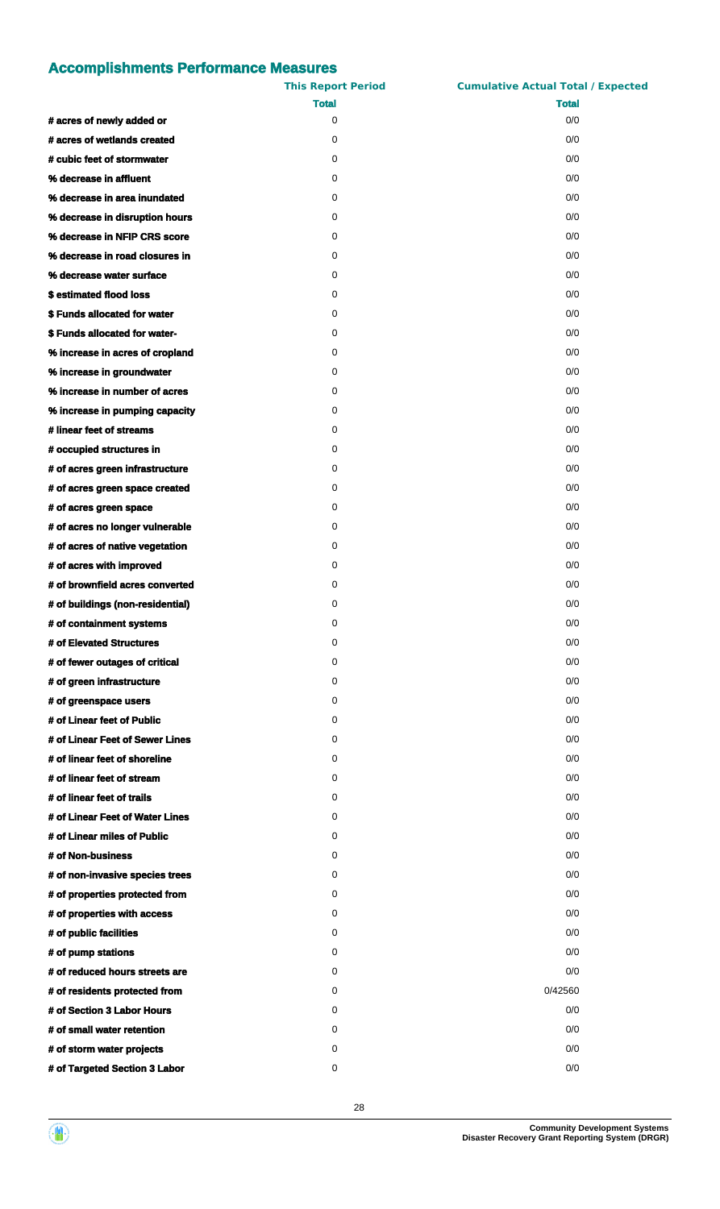## Accomplishments Performance Measures

| | This Report Period | Cumulative Actual Total / Expected |
|---|---|---|
| | Total | Total |
| # acres of newly added or | 0 | 0/0 |
| # acres of wetlands created | 0 | 0/0 |
| # cubic feet of stormwater | 0 | 0/0 |
| % decrease in affluent | 0 | 0/0 |
| % decrease in area inundated | 0 | 0/0 |
| % decrease in disruption hours | 0 | 0/0 |
| % decrease in NFIP CRS score | 0 | 0/0 |
| % decrease in road closures in | 0 | 0/0 |
| % decrease water surface | 0 | 0/0 |
| $ estimated flood loss | 0 | 0/0 |
| $ Funds allocated for water | 0 | 0/0 |
| $ Funds allocated for water- | 0 | 0/0 |
| % increase in acres of cropland | 0 | 0/0 |
| % increase in groundwater | 0 | 0/0 |
| % increase in number of acres | 0 | 0/0 |
| % increase in pumping capacity | 0 | 0/0 |
| # linear feet of streams | 0 | 0/0 |
| # occupied structures in | 0 | 0/0 |
| # of acres green infrastructure | 0 | 0/0 |
| # of acres green space created | 0 | 0/0 |
| # of acres green space | 0 | 0/0 |
| # of acres no longer vulnerable | 0 | 0/0 |
| # of acres of native vegetation | 0 | 0/0 |
| # of acres with improved | 0 | 0/0 |
| # of brownfield acres converted | 0 | 0/0 |
| # of buildings (non-residential) | 0 | 0/0 |
| # of containment systems | 0 | 0/0 |
| # of Elevated Structures | 0 | 0/0 |
| # of fewer outages of critical | 0 | 0/0 |
| # of green infrastructure | 0 | 0/0 |
| # of greenspace users | 0 | 0/0 |
| # of Linear feet of Public | 0 | 0/0 |
| # of Linear Feet of Sewer Lines | 0 | 0/0 |
| # of linear feet of shoreline | 0 | 0/0 |
| # of linear feet of stream | 0 | 0/0 |
| # of linear feet of trails | 0 | 0/0 |
| # of Linear Feet of Water Lines | 0 | 0/0 |
| # of Linear miles of Public | 0 | 0/0 |
| # of Non-business | 0 | 0/0 |
| # of non-invasive species trees | 0 | 0/0 |
| # of properties protected from | 0 | 0/0 |
| # of properties with access | 0 | 0/0 |
| # of public facilities | 0 | 0/0 |
| # of pump stations | 0 | 0/0 |
| # of reduced hours streets are | 0 | 0/0 |
| # of residents protected from | 0 | 0/42560 |
| # of Section 3 Labor Hours | 0 | 0/0 |
| # of small water retention | 0 | 0/0 |
| # of storm water projects | 0 | 0/0 |
| # of Targeted Section 3 Labor | 0 | 0/0 |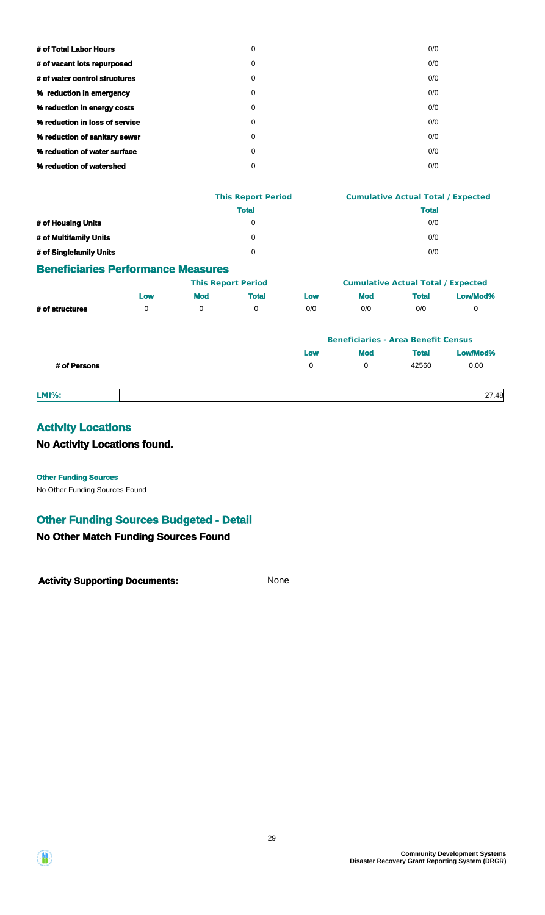| | | |
|---|---|---|
| **# of Total Labor Hours** | 0 | 0/0 |
| **# of vacant lots repurposed** | 0 | 0/0 |
| **# of water control structures** | 0 | 0/0 |
| **% reduction in emergency** | 0 | 0/0 |
| **% reduction in energy costs** | 0 | 0/0 |
| **% reduction in loss of service** | 0 | 0/0 |
| **% reduction of sanitary sewer** | 0 | 0/0 |
| **% reduction of water surface** | 0 | 0/0 |
| **% reduction of watershed** | 0 | 0/0 |

| | This Report Period | Cumulative Actual Total / Expected |
|---|---|---|
| | **Total** | **Total** |
| **# of Housing Units** | 0 | 0/0 |
| **# of Multifamily Units** | 0 | 0/0 |
| **# of Singlefamily Units** | 0 | 0/0 |

## Beneficiaries Performance Measures

| | This Report Period | | | Cumulative Actual Total / Expected | | | |
|---|---|---|---|---|---|---|---|
| | **Low** | **Mod** | **Total** | **Low** | **Mod** | **Total** | **Low/Mod%** |
| **# of structures** | 0 | 0 | 0 | 0/0 | 0/0 | 0/0 | 0 |

| | Beneficiaries - Area Benefit Census | | | |
|---|---|---|---|---|
| | **Low** | **Mod** | **Total** | **Low/Mod%** |
| **# of Persons** | 0 | 0 | 42560 | 0.00 |

| | |
|---|---|
| **LMI%:** | 27.48 |

## Activity Locations

### No Activity Locations found.

**Other Funding Sources**

No Other Funding Sources Found

## Other Funding Sources Budgeted - Detail

### No Other Match Funding Sources Found

**Activity Supporting Documents:** None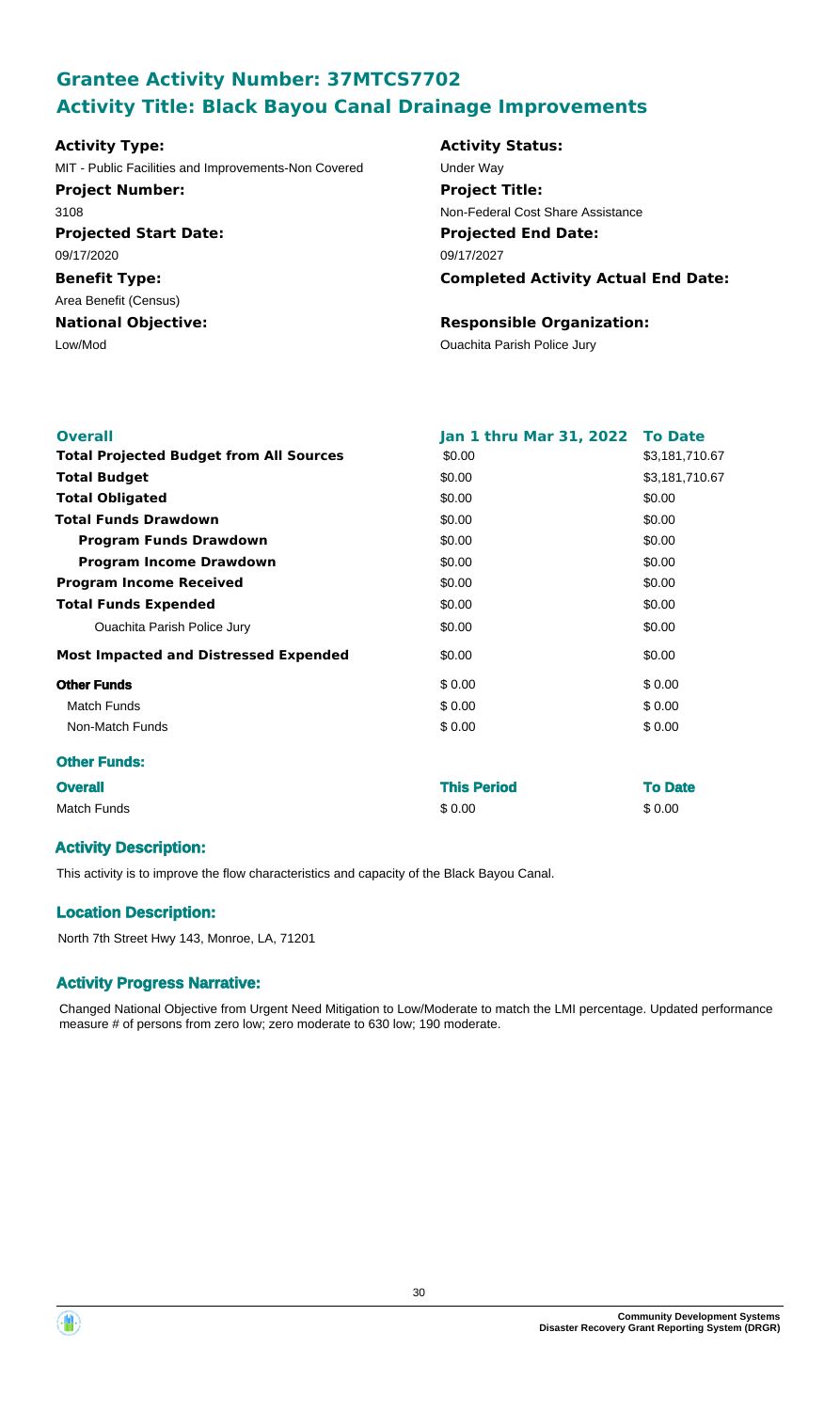## Grantee Activity Number: 37MTCS7702
## Activity Title: Black Bayou Canal Drainage Improvements

**Activity Type:**
MIT - Public Facilities and Improvements-Non Covered

**Activity Status:**
Under Way

**Project Number:**
3108

**Project Title:**
Non-Federal Cost Share Assistance

**Projected Start Date:**
09/17/2020

**Projected End Date:**
09/17/2027

**Benefit Type:**
Area Benefit (Census)

**Completed Activity Actual End Date:**

**National Objective:**
Low/Mod

**Responsible Organization:**
Ouachita Parish Police Jury

| **Overall** | **Jan 1 thru Mar 31, 2022** | **To Date** |
|---|---|---|
| **Total Projected Budget from All Sources** | \$0.00 | \$3,181,710.67 |
| **Total Budget** | \$0.00 | \$3,181,710.67 |
| **Total Obligated** | \$0.00 | \$0.00 |
| **Total Funds Drawdown** | \$0.00 | \$0.00 |
| **Program Funds Drawdown** | \$0.00 | \$0.00 |
| **Program Income Drawdown** | \$0.00 | \$0.00 |
| **Program Income Received** | \$0.00 | \$0.00 |
| **Total Funds Expended** | \$0.00 | \$0.00 |
| Ouachita Parish Police Jury | \$0.00 | \$0.00 |
| **Most Impacted and Distressed Expended** | \$0.00 | \$0.00 |
| **Other Funds** | \$ 0.00 | \$ 0.00 |
| Match Funds | \$ 0.00 | \$ 0.00 |
| Non-Match Funds | \$ 0.00 | \$ 0.00 |

**Other Funds:**

| **Overall** | **This Period** | **To Date** |
|---|---|---|
| Match Funds | \$ 0.00 | \$ 0.00 |

### Activity Description:

This activity is to improve the flow characteristics and capacity of the Black Bayou Canal.

### Location Description:

North 7th Street Hwy 143, Monroe, LA, 71201

### Activity Progress Narrative:

Changed National Objective from Urgent Need Mitigation to Low/Moderate to match the LMI percentage. Updated performance measure # of persons from zero low; zero moderate to 630 low; 190 moderate.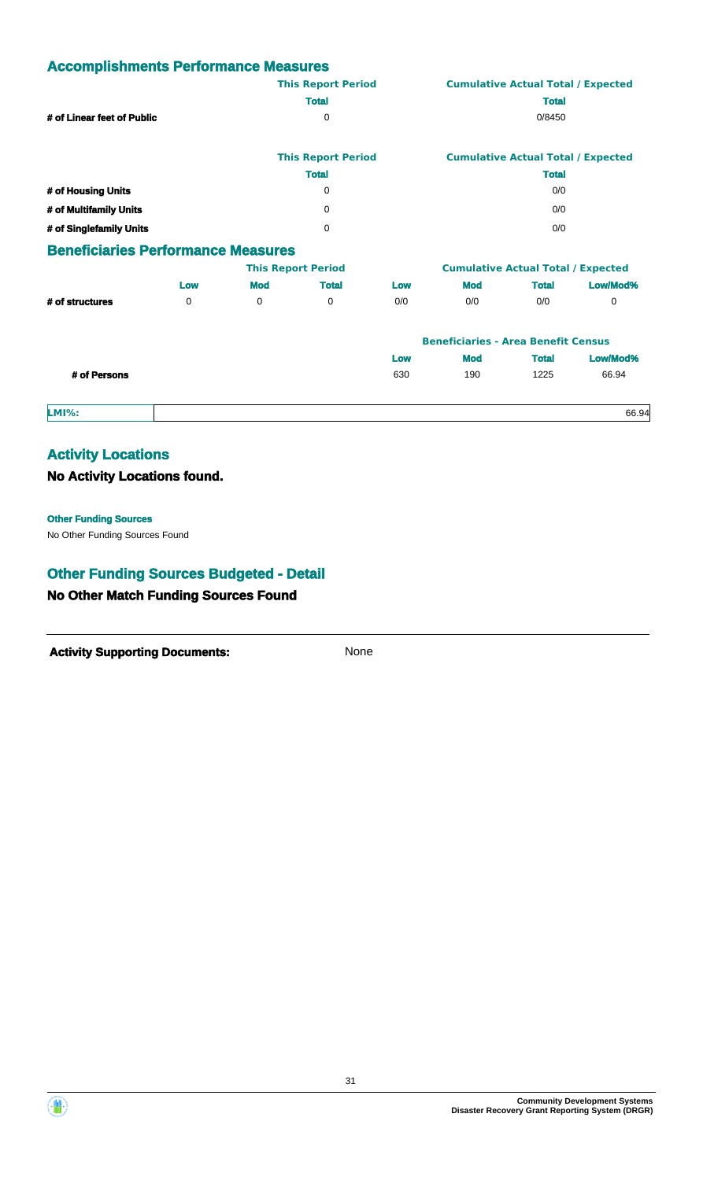## Accomplishments Performance Measures

| | This Report Period | Cumulative Actual Total / Expected |
|---|---|---|
| | Total | Total |
| # of Linear feet of Public | 0 | 0/8450 |

| | This Report Period | Cumulative Actual Total / Expected |
|---|---|---|
| | Total | Total |
| # of Housing Units | 0 | 0/0 |
| # of Multifamily Units | 0 | 0/0 |
| # of Singlefamily Units | 0 | 0/0 |

## Beneficiaries Performance Measures

| | This Report Period | | | Cumulative Actual Total / Expected | | | |
|---|---|---|---|---|---|---|---|
| | Low | Mod | Total | Low | Mod | Total | Low/Mod% |
| # of structures | 0 | 0 | 0 | 0/0 | 0/0 | 0/0 | 0 |

| | Beneficiaries - Area Benefit Census | | | |
|---|---|---|---|---|
| | Low | Mod | Total | Low/Mod% |
| # of Persons | 630 | 190 | 1225 | 66.94 |

| LMI%: | 66.94 |
|---|---|

## Activity Locations

### No Activity Locations found.

**Other Funding Sources**

No Other Funding Sources Found

## Other Funding Sources Budgeted - Detail

### No Other Match Funding Sources Found

**Activity Supporting Documents:** None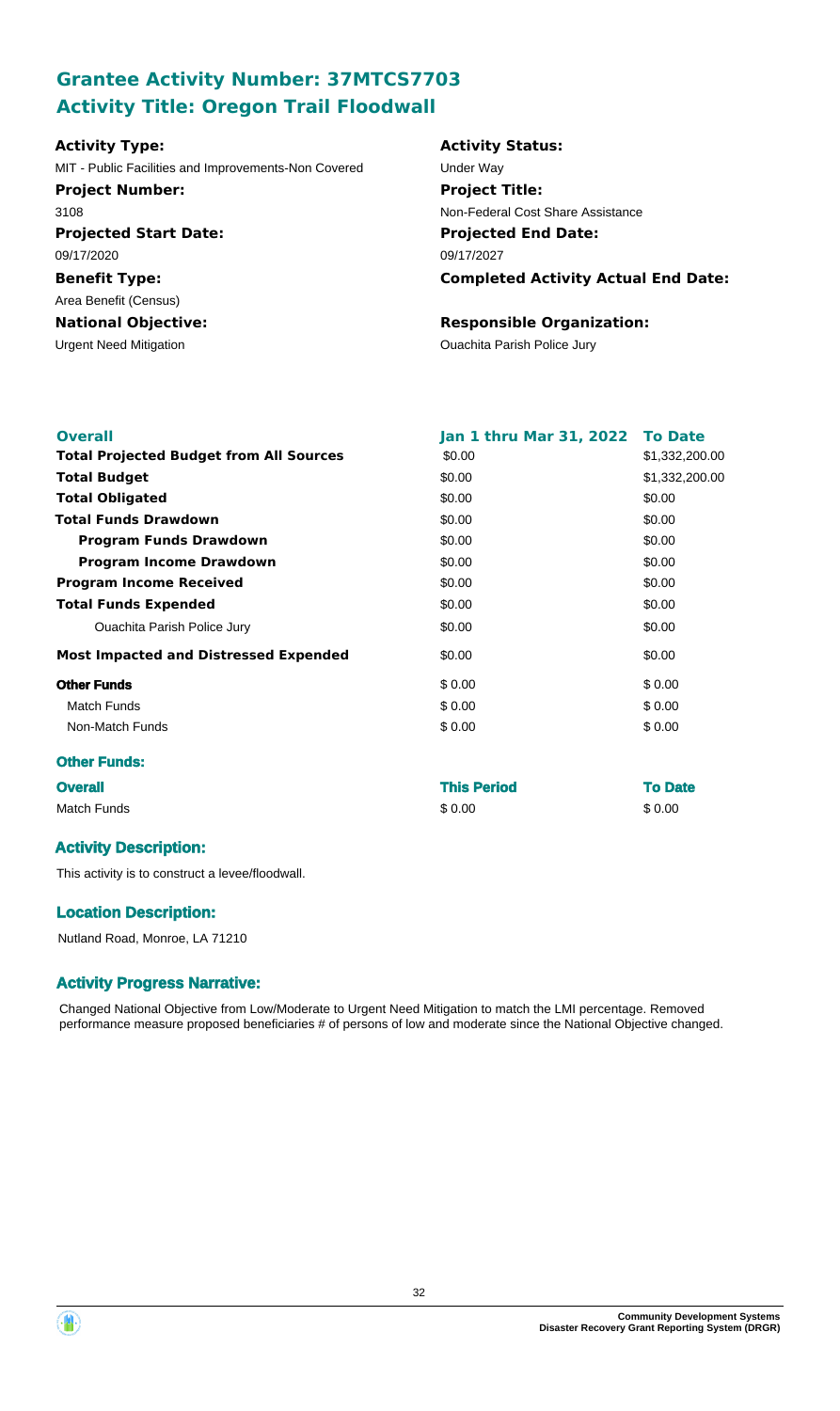## Grantee Activity Number: 37MTCS7703
## Activity Title: Oregon Trail Floodwall

**Activity Type:**
MIT - Public Facilities and Improvements-Non Covered

**Activity Status:**
Under Way

**Project Number:**
3108

**Project Title:**
Non-Federal Cost Share Assistance

**Projected Start Date:**
09/17/2020

**Projected End Date:**
09/17/2027

**Benefit Type:**
Area Benefit (Census)

**Completed Activity Actual End Date:**

**National Objective:**
Urgent Need Mitigation

**Responsible Organization:**
Ouachita Parish Police Jury

| **Overall** | **Jan 1 thru Mar 31, 2022** | **To Date** |
|---|---|---|
| **Total Projected Budget from All Sources** | \$0.00 | \$1,332,200.00 |
| **Total Budget** | \$0.00 | \$1,332,200.00 |
| **Total Obligated** | \$0.00 | \$0.00 |
| **Total Funds Drawdown** | \$0.00 | \$0.00 |
| **Program Funds Drawdown** | \$0.00 | \$0.00 |
| **Program Income Drawdown** | \$0.00 | \$0.00 |
| **Program Income Received** | \$0.00 | \$0.00 |
| **Total Funds Expended** | \$0.00 | \$0.00 |
| Ouachita Parish Police Jury | \$0.00 | \$0.00 |
| **Most Impacted and Distressed Expended** | \$0.00 | \$0.00 |
| **Other Funds** | \$ 0.00 | \$ 0.00 |
| Match Funds | \$ 0.00 | \$ 0.00 |
| Non-Match Funds | \$ 0.00 | \$ 0.00 |

### Other Funds:

| **Overall** | **This Period** | **To Date** |
|---|---|---|
| Match Funds | \$ 0.00 | \$ 0.00 |

### Activity Description:

This activity is to construct a levee/floodwall.

### Location Description:

Nutland Road, Monroe, LA 71210

### Activity Progress Narrative:

Changed National Objective from Low/Moderate to Urgent Need Mitigation to match the LMI percentage. Removed performance measure proposed beneficiaries # of persons of low and moderate since the National Objective changed.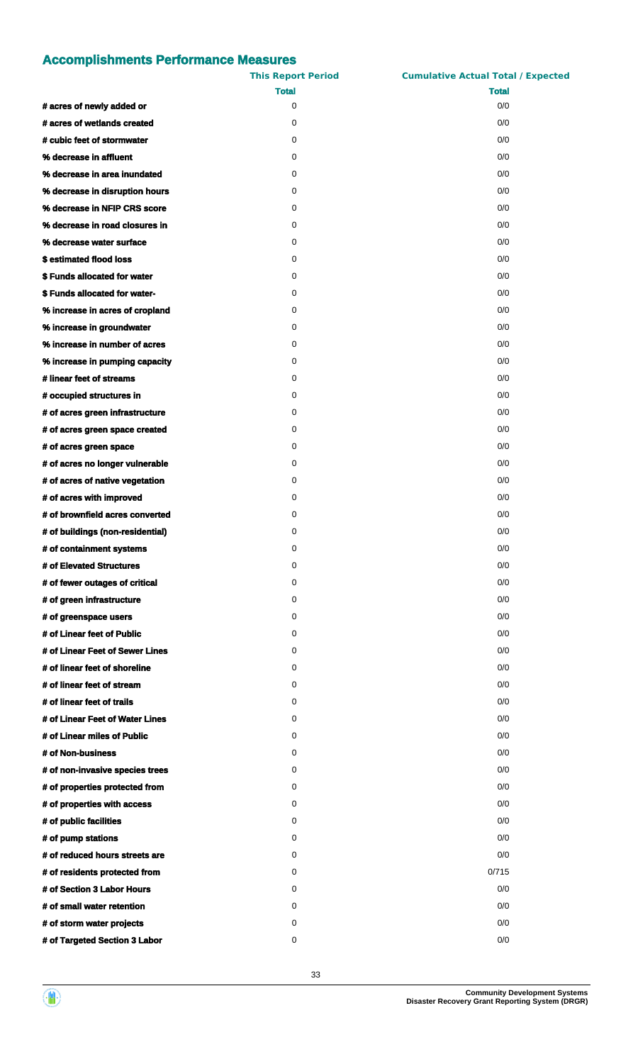## Accomplishments Performance Measures

| | This Report Period | Cumulative Actual Total / Expected |
|---|---|---|
| | **Total** | **Total** |
| **# acres of newly added or** | 0 | 0/0 |
| **# acres of wetlands created** | 0 | 0/0 |
| **# cubic feet of stormwater** | 0 | 0/0 |
| **% decrease in affluent** | 0 | 0/0 |
| **% decrease in area inundated** | 0 | 0/0 |
| **% decrease in disruption hours** | 0 | 0/0 |
| **% decrease in NFIP CRS score** | 0 | 0/0 |
| **% decrease in road closures in** | 0 | 0/0 |
| **% decrease water surface** | 0 | 0/0 |
| **$ estimated flood loss** | 0 | 0/0 |
| **$ Funds allocated for water** | 0 | 0/0 |
| **$ Funds allocated for water-** | 0 | 0/0 |
| **% increase in acres of cropland** | 0 | 0/0 |
| **% increase in groundwater** | 0 | 0/0 |
| **% increase in number of acres** | 0 | 0/0 |
| **% increase in pumping capacity** | 0 | 0/0 |
| **# linear feet of streams** | 0 | 0/0 |
| **# occupied structures in** | 0 | 0/0 |
| **# of acres green infrastructure** | 0 | 0/0 |
| **# of acres green space created** | 0 | 0/0 |
| **# of acres green space** | 0 | 0/0 |
| **# of acres no longer vulnerable** | 0 | 0/0 |
| **# of acres of native vegetation** | 0 | 0/0 |
| **# of acres with improved** | 0 | 0/0 |
| **# of brownfield acres converted** | 0 | 0/0 |
| **# of buildings (non-residential)** | 0 | 0/0 |
| **# of containment systems** | 0 | 0/0 |
| **# of Elevated Structures** | 0 | 0/0 |
| **# of fewer outages of critical** | 0 | 0/0 |
| **# of green infrastructure** | 0 | 0/0 |
| **# of greenspace users** | 0 | 0/0 |
| **# of Linear feet of Public** | 0 | 0/0 |
| **# of Linear Feet of Sewer Lines** | 0 | 0/0 |
| **# of linear feet of shoreline** | 0 | 0/0 |
| **# of linear feet of stream** | 0 | 0/0 |
| **# of linear feet of trails** | 0 | 0/0 |
| **# of Linear Feet of Water Lines** | 0 | 0/0 |
| **# of Linear miles of Public** | 0 | 0/0 |
| **# of Non-business** | 0 | 0/0 |
| **# of non-invasive species trees** | 0 | 0/0 |
| **# of properties protected from** | 0 | 0/0 |
| **# of properties with access** | 0 | 0/0 |
| **# of public facilities** | 0 | 0/0 |
| **# of pump stations** | 0 | 0/0 |
| **# of reduced hours streets are** | 0 | 0/0 |
| **# of residents protected from** | 0 | 0/715 |
| **# of Section 3 Labor Hours** | 0 | 0/0 |
| **# of small water retention** | 0 | 0/0 |
| **# of storm water projects** | 0 | 0/0 |
| **# of Targeted Section 3 Labor** | 0 | 0/0 |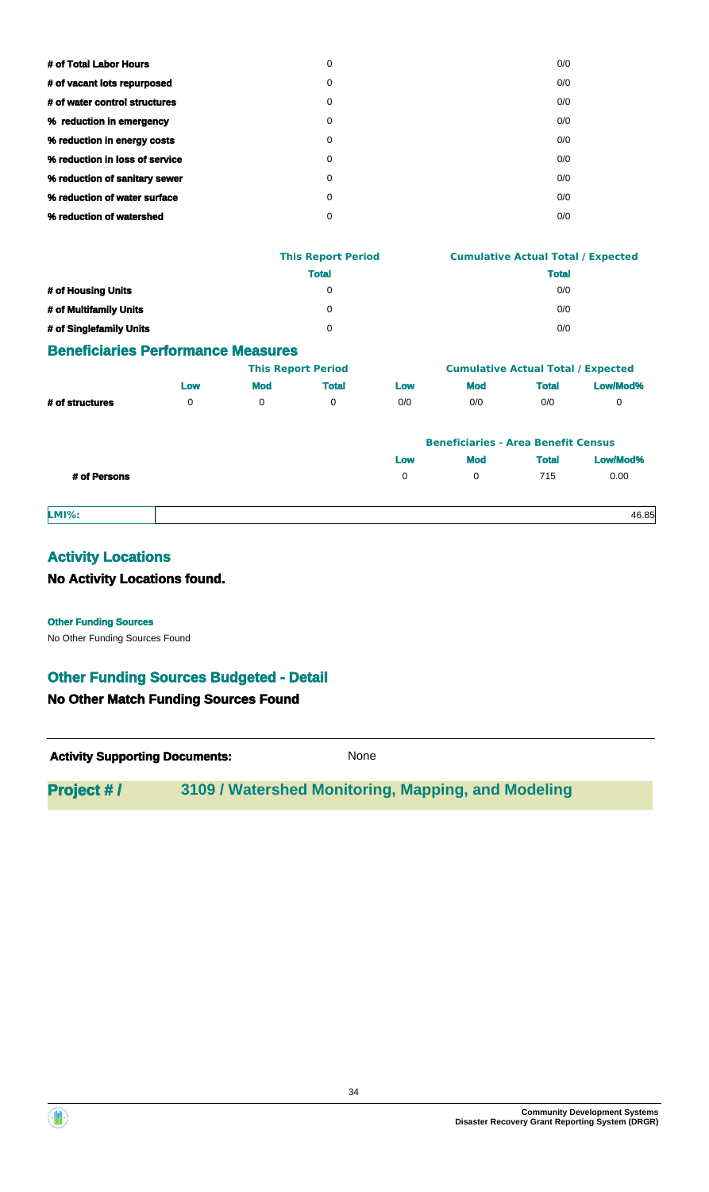| | | |
|---|---|---|
| **# of Total Labor Hours** | 0 | 0/0 |
| **# of vacant lots repurposed** | 0 | 0/0 |
| **# of water control structures** | 0 | 0/0 |
| **% reduction in emergency** | 0 | 0/0 |
| **% reduction in energy costs** | 0 | 0/0 |
| **% reduction in loss of service** | 0 | 0/0 |
| **% reduction of sanitary sewer** | 0 | 0/0 |
| **% reduction of water surface** | 0 | 0/0 |
| **% reduction of watershed** | 0 | 0/0 |

| | This Report Period | Cumulative Actual Total / Expected |
|---|---|---|
| | **Total** | **Total** |
| **# of Housing Units** | 0 | 0/0 |
| **# of Multifamily Units** | 0 | 0/0 |
| **# of Singlefamily Units** | 0 | 0/0 |

## Beneficiaries Performance Measures

| | This Report Period | | | Cumulative Actual Total / Expected | | | |
|---|---|---|---|---|---|---|---|
| | **Low** | **Mod** | **Total** | **Low** | **Mod** | **Total** | **Low/Mod%** |
| **# of structures** | 0 | 0 | 0 | 0/0 | 0/0 | 0/0 | 0 |

| | Beneficiaries - Area Benefit Census | | | |
|---|---|---|---|---|
| | **Low** | **Mod** | **Total** | **Low/Mod%** |
| **# of Persons** | 0 | 0 | 715 | 0.00 |

| | |
|---|---|
| **LMI%:** | 46.85 |

## Activity Locations

### No Activity Locations found.

**Other Funding Sources**

No Other Funding Sources Found

## Other Funding Sources Budgeted - Detail

### No Other Match Funding Sources Found

**Activity Supporting Documents:** None

## Project # / 3109 / Watershed Monitoring, Mapping, and Modeling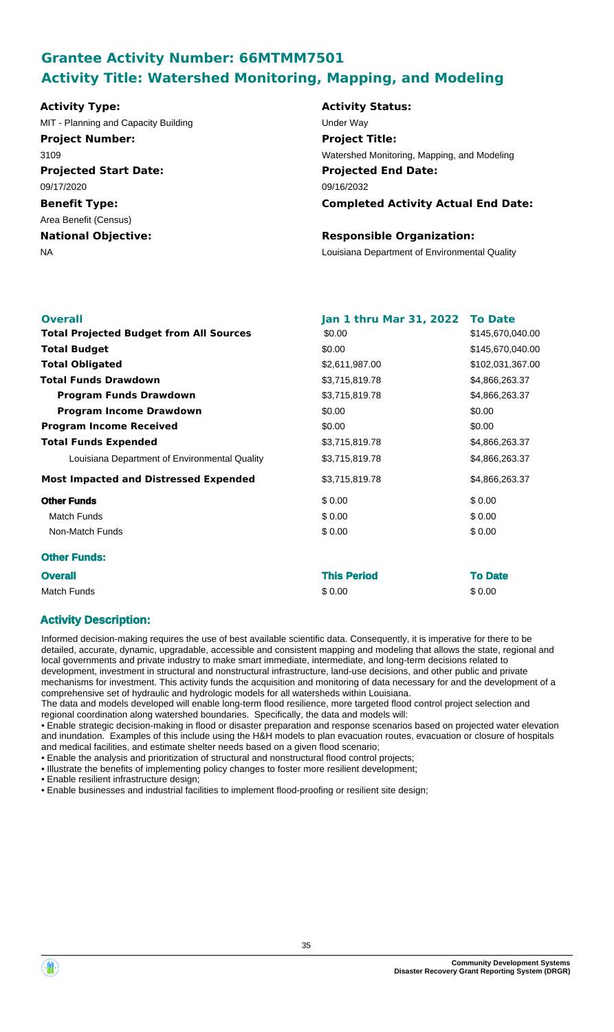## Grantee Activity Number: 66MTMM7501
## Activity Title: Watershed Monitoring, Mapping, and Modeling

**Activity Type:**
MIT - Planning and Capacity Building

**Activity Status:**
Under Way

**Project Number:**
3109

**Project Title:**
Watershed Monitoring, Mapping, and Modeling

**Projected Start Date:**
09/17/2020

**Projected End Date:**
09/16/2032

**Benefit Type:**
Area Benefit (Census)

**Completed Activity Actual End Date:**

**National Objective:**
NA

**Responsible Organization:**
Louisiana Department of Environmental Quality

| **Overall** | **Jan 1 thru Mar 31, 2022** | **To Date** |
|---|---|---|
| **Total Projected Budget from All Sources** | $0.00 | $145,670,040.00 |
| **Total Budget** | $0.00 | $145,670,040.00 |
| **Total Obligated** | $2,611,987.00 | $102,031,367.00 |
| **Total Funds Drawdown** | $3,715,819.78 | $4,866,263.37 |
| **Program Funds Drawdown** | $3,715,819.78 | $4,866,263.37 |
| **Program Income Drawdown** | $0.00 | $0.00 |
| **Program Income Received** | $0.00 | $0.00 |
| **Total Funds Expended** | $3,715,819.78 | $4,866,263.37 |
| Louisiana Department of Environmental Quality | $3,715,819.78 | $4,866,263.37 |
| **Most Impacted and Distressed Expended** | $3,715,819.78 | $4,866,263.37 |
| **Other Funds** | $ 0.00 | $ 0.00 |
| Match Funds | $ 0.00 | $ 0.00 |
| Non-Match Funds | $ 0.00 | $ 0.00 |

**Other Funds:**

| **Overall** | **This Period** | **To Date** |
|---|---|---|
| Match Funds | $ 0.00 | $ 0.00 |

### Activity Description:

Informed decision-making requires the use of best available scientific data. Consequently, it is imperative for there to be detailed, accurate, dynamic, upgradable, accessible and consistent mapping and modeling that allows the state, regional and local governments and private industry to make smart immediate, intermediate, and long-term decisions related to development, investment in structural and nonstructural infrastructure, land-use decisions, and other public and private mechanisms for investment. This activity funds the acquisition and monitoring of data necessary for and the development of a comprehensive set of hydraulic and hydrologic models for all watersheds within Louisiana.

The data and models developed will enable long-term flood resilience, more targeted flood control project selection and regional coordination along watershed boundaries. Specifically, the data and models will:

• Enable strategic decision-making in flood or disaster preparation and response scenarios based on projected water elevation and inundation. Examples of this include using the H&H models to plan evacuation routes, evacuation or closure of hospitals and medical facilities, and estimate shelter needs based on a given flood scenario;
• Enable the analysis and prioritization of structural and nonstructural flood control projects;
• Illustrate the benefits of implementing policy changes to foster more resilient development;
• Enable resilient infrastructure design;
• Enable businesses and industrial facilities to implement flood-proofing or resilient site design;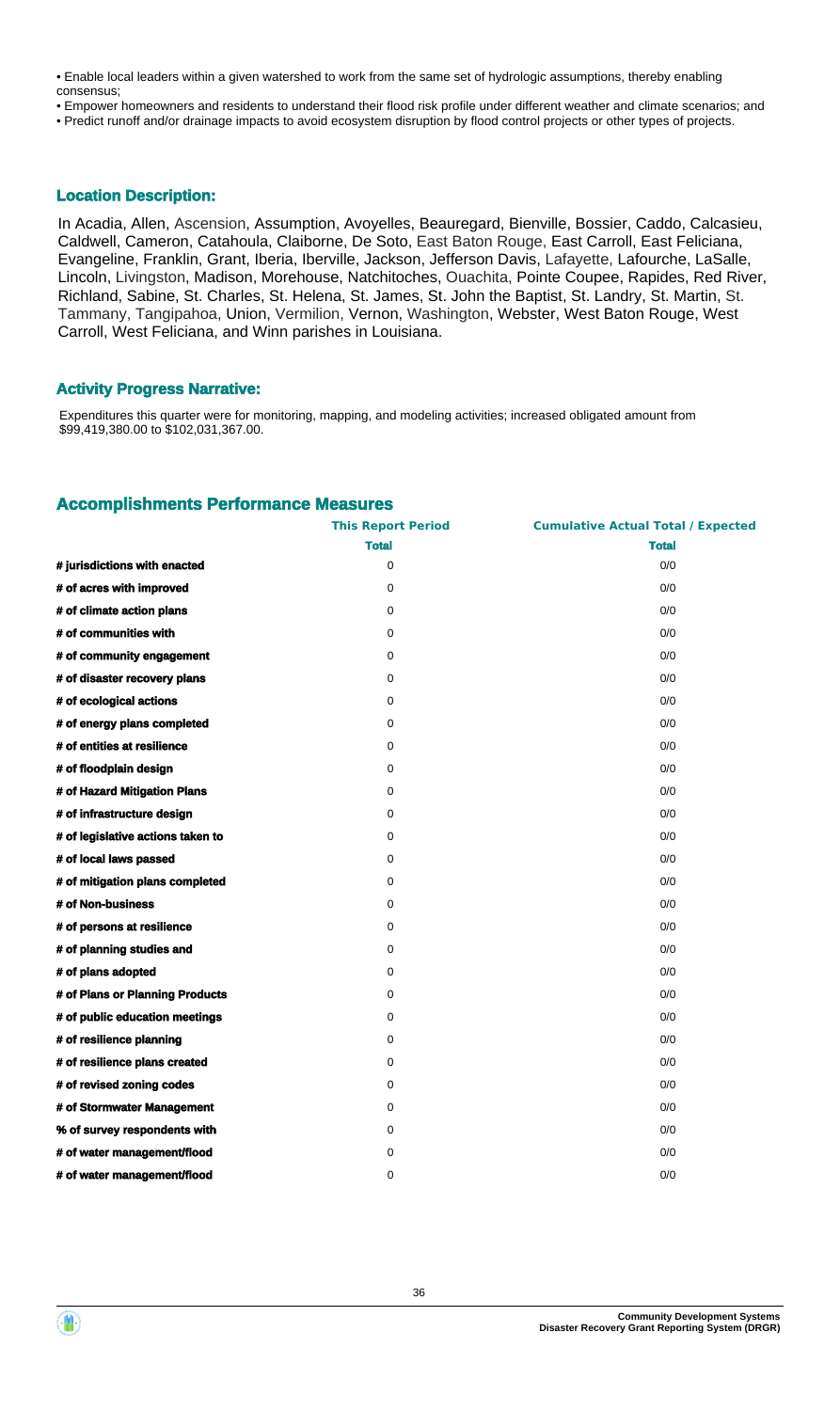• Enable local leaders within a given watershed to work from the same set of hydrologic assumptions, thereby enabling consensus;
• Empower homeowners and residents to understand their flood risk profile under different weather and climate scenarios; and
• Predict runoff and/or drainage impacts to avoid ecosystem disruption by flood control projects or other types of projects.

## Location Description:

In Acadia, Allen, Ascension, Assumption, Avoyelles, Beauregard, Bienville, Bossier, Caddo, Calcasieu, Caldwell, Cameron, Catahoula, Claiborne, De Soto, East Baton Rouge, East Carroll, East Feliciana, Evangeline, Franklin, Grant, Iberia, Iberville, Jackson, Jefferson Davis, Lafayette, Lafourche, LaSalle, Lincoln, Livingston, Madison, Morehouse, Natchitoches, Ouachita, Pointe Coupee, Rapides, Red River, Richland, Sabine, St. Charles, St. Helena, St. James, St. John the Baptist, St. Landry, St. Martin, St. Tammany, Tangipahoa, Union, Vermilion, Vernon, Washington, Webster, West Baton Rouge, West Carroll, West Feliciana, and Winn parishes in Louisiana.

## Activity Progress Narrative:

Expenditures this quarter were for monitoring, mapping, and modeling activities; increased obligated amount from $99,419,380.00 to $102,031,367.00.

## Accomplishments Performance Measures

| | This Report Period | Cumulative Actual Total / Expected |
|---|---|---|
| | **Total** | **Total** |
| **# jurisdictions with enacted** | 0 | 0/0 |
| **# of acres with improved** | 0 | 0/0 |
| **# of climate action plans** | 0 | 0/0 |
| **# of communities with** | 0 | 0/0 |
| **# of community engagement** | 0 | 0/0 |
| **# of disaster recovery plans** | 0 | 0/0 |
| **# of ecological actions** | 0 | 0/0 |
| **# of energy plans completed** | 0 | 0/0 |
| **# of entities at resilience** | 0 | 0/0 |
| **# of floodplain design** | 0 | 0/0 |
| **# of Hazard Mitigation Plans** | 0 | 0/0 |
| **# of infrastructure design** | 0 | 0/0 |
| **# of legislative actions taken to** | 0 | 0/0 |
| **# of local laws passed** | 0 | 0/0 |
| **# of mitigation plans completed** | 0 | 0/0 |
| **# of Non-business** | 0 | 0/0 |
| **# of persons at resilience** | 0 | 0/0 |
| **# of planning studies and** | 0 | 0/0 |
| **# of plans adopted** | 0 | 0/0 |
| **# of Plans or Planning Products** | 0 | 0/0 |
| **# of public education meetings** | 0 | 0/0 |
| **# of resilience planning** | 0 | 0/0 |
| **# of resilience plans created** | 0 | 0/0 |
| **# of revised zoning codes** | 0 | 0/0 |
| **# of Stormwater Management** | 0 | 0/0 |
| **% of survey respondents with** | 0 | 0/0 |
| **# of water management/flood** | 0 | 0/0 |
| **# of water management/flood** | 0 | 0/0 |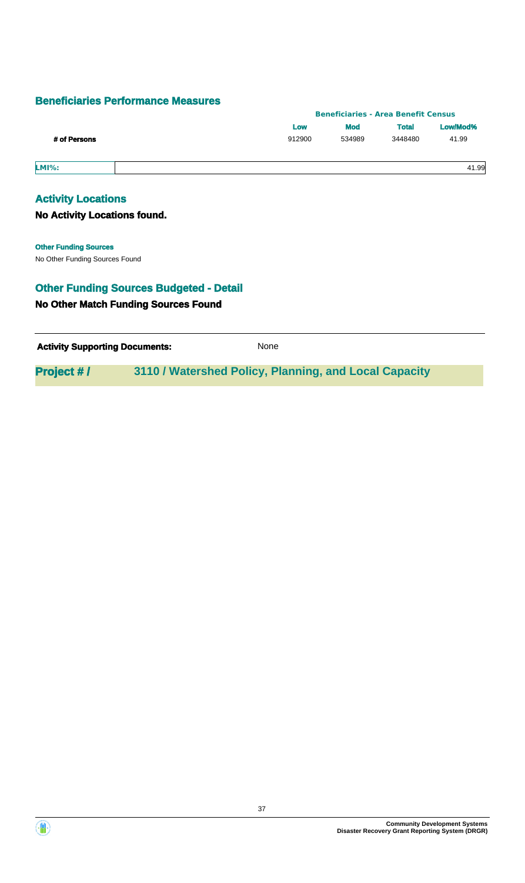## Beneficiaries Performance Measures

| | Beneficiaries - Area Benefit Census | | | |
|---|---|---|---|---|
| | **Low** | **Mod** | **Total** | **Low/Mod%** |
| **# of Persons** | 912900 | 534989 | 3448480 | 41.99 |

| **LMI%:** | 41.99 |
|---|---|

## Activity Locations

### No Activity Locations found.

**Other Funding Sources**

No Other Funding Sources Found

## Other Funding Sources Budgeted - Detail

### No Other Match Funding Sources Found

**Activity Supporting Documents:** None

## Project # / 3110 / Watershed Policy, Planning, and Local Capacity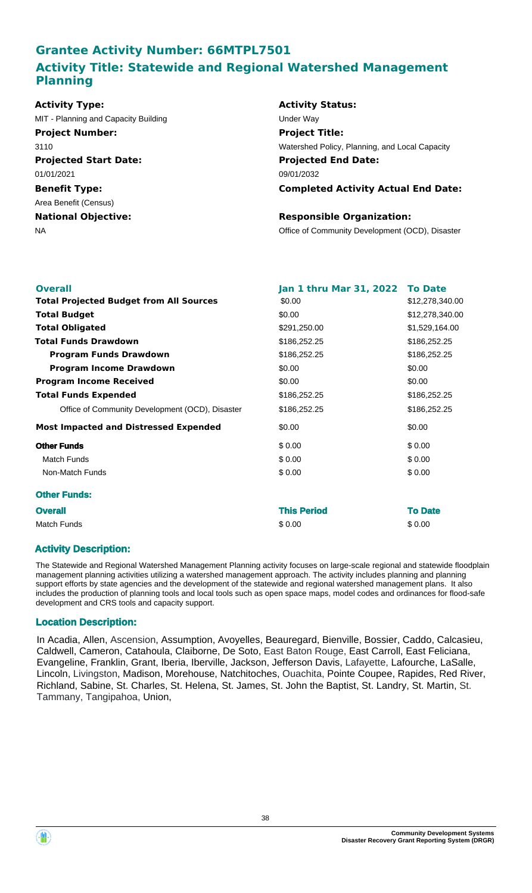## Grantee Activity Number: 66MTPL7501

## Activity Title: Statewide and Regional Watershed Management Planning

| | |
|---|---|
| **Activity Type:** | **Activity Status:** |
| MIT - Planning and Capacity Building | Under Way |
| **Project Number:** | **Project Title:** |
| 3110 | Watershed Policy, Planning, and Local Capacity |
| **Projected Start Date:** | **Projected End Date:** |
| 01/01/2021 | 09/01/2032 |
| **Benefit Type:** | **Completed Activity Actual End Date:** |
| Area Benefit (Census) | |
| **National Objective:** | **Responsible Organization:** |
| NA | Office of Community Development (OCD), Disaster |

| **Overall** | **Jan 1 thru Mar 31, 2022** | **To Date** |
|---|---|---|
| **Total Projected Budget from All Sources** | $0.00 | $12,278,340.00 |
| **Total Budget** | $0.00 | $12,278,340.00 |
| **Total Obligated** | $291,250.00 | $1,529,164.00 |
| **Total Funds Drawdown** | $186,252.25 | $186,252.25 |
| **Program Funds Drawdown** | $186,252.25 | $186,252.25 |
| **Program Income Drawdown** | $0.00 | $0.00 |
| **Program Income Received** | $0.00 | $0.00 |
| **Total Funds Expended** | $186,252.25 | $186,252.25 |
| Office of Community Development (OCD), Disaster | $186,252.25 | $186,252.25 |
| **Most Impacted and Distressed Expended** | $0.00 | $0.00 |
| **Other Funds** | $ 0.00 | $ 0.00 |
| Match Funds | $ 0.00 | $ 0.00 |
| Non-Match Funds | $ 0.00 | $ 0.00 |

### Other Funds:

| **Overall** | **This Period** | **To Date** |
|---|---|---|
| Match Funds | $ 0.00 | $ 0.00 |

### Activity Description:

The Statewide and Regional Watershed Management Planning activity focuses on large-scale regional and statewide floodplain management planning activities utilizing a watershed management approach. The activity includes planning and planning support efforts by state agencies and the development of the statewide and regional watershed management plans. It also includes the production of planning tools and local tools such as open space maps, model codes and ordinances for flood-safe development and CRS tools and capacity support.

### Location Description:

In Acadia, Allen, Ascension, Assumption, Avoyelles, Beauregard, Bienville, Bossier, Caddo, Calcasieu, Caldwell, Cameron, Catahoula, Claiborne, De Soto, East Baton Rouge, East Carroll, East Feliciana, Evangeline, Franklin, Grant, Iberia, Iberville, Jackson, Jefferson Davis, Lafayette, Lafourche, LaSalle, Lincoln, Livingston, Madison, Morehouse, Natchitoches, Ouachita, Pointe Coupee, Rapides, Red River, Richland, Sabine, St. Charles, St. Helena, St. James, St. John the Baptist, St. Landry, St. Martin, St. Tammany, Tangipahoa, Union,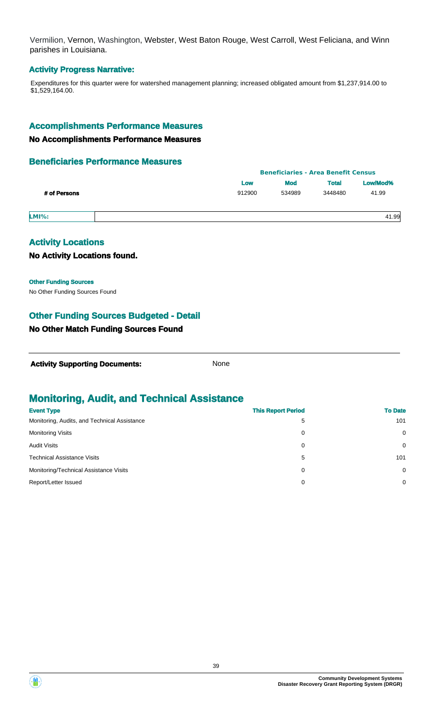Vermilion, Vernon, Washington, Webster, West Baton Rouge, West Carroll, West Feliciana, and Winn parishes in Louisiana.

### Activity Progress Narrative:

Expenditures for this quarter were for watershed management planning; increased obligated amount from $1,237,914.00 to $1,529,164.00.

## Accomplishments Performance Measures

### No Accomplishments Performance Measures

## Beneficiaries Performance Measures

| | Beneficiaries - Area Benefit Census | | | |
|---|---|---|---|---|
| | **Low** | **Mod** | **Total** | **Low/Mod%** |
| **# of Persons** | 912900 | 534989 | 3448480 | 41.99 |

| | |
|---|---|
| **LMI%:** | 41.99 |

## Activity Locations

### No Activity Locations found.

**Other Funding Sources**

No Other Funding Sources Found

## Other Funding Sources Budgeted - Detail

### No Other Match Funding Sources Found

| | |
|---|---|
| **Activity Supporting Documents:** | None |

# Monitoring, Audit, and Technical Assistance

| Event Type | This Report Period | To Date |
|---|---|---|
| Monitoring, Audits, and Technical Assistance | 5 | 101 |
| Monitoring Visits | 0 | 0 |
| Audit Visits | 0 | 0 |
| Technical Assistance Visits | 5 | 101 |
| Monitoring/Technical Assistance Visits | 0 | 0 |
| Report/Letter Issued | 0 | 0 |